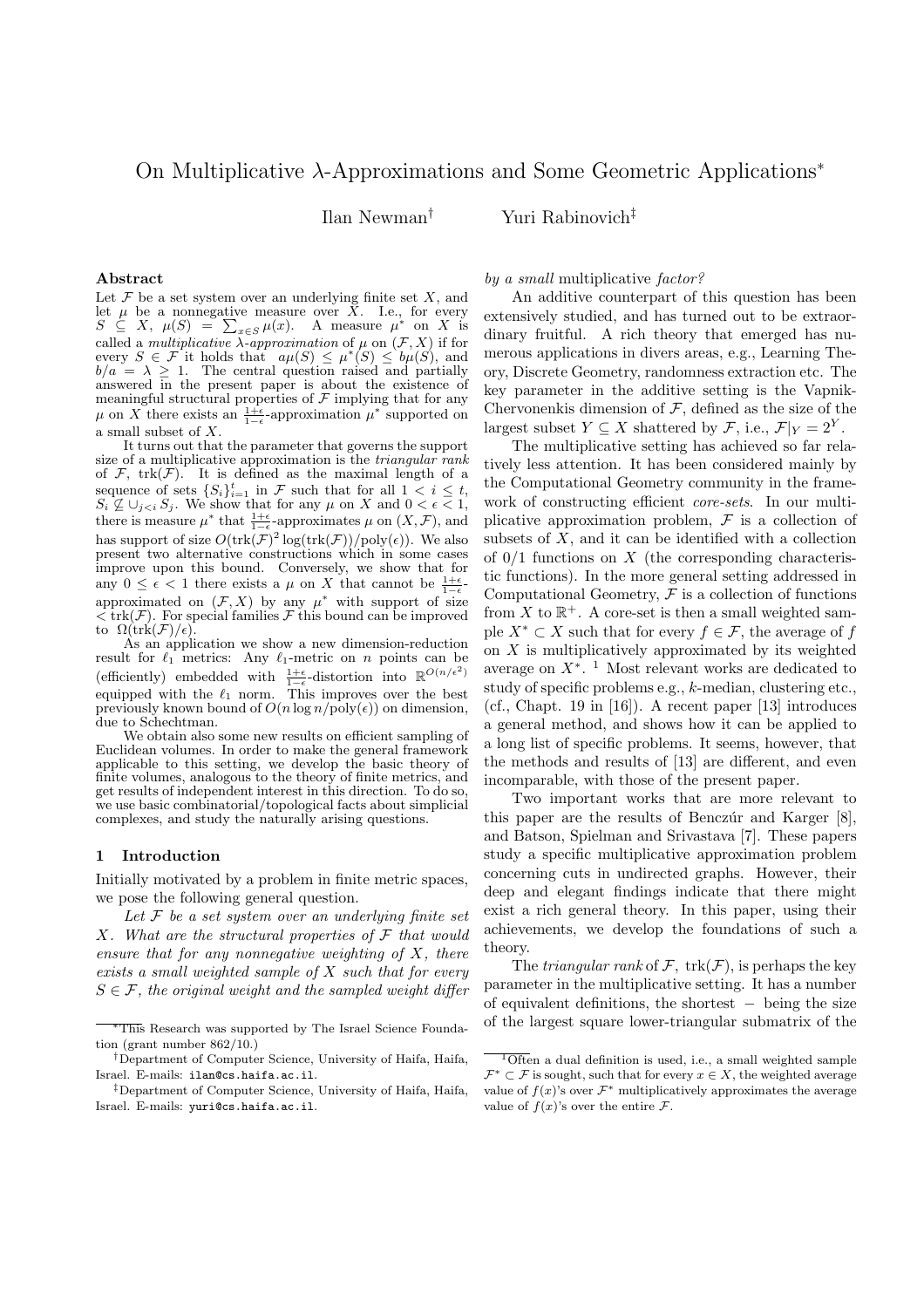# On Multiplicative $\lambda$-Approximations and Some Geometric Applications*

Ilan Newman[†] Yuri Rabinovich[‡]

## Abstract

Let $\mathcal{F}$ be a set system over an underlying finite set $X$, and let $\mu$ be a nonnegative measure over $X$. I.e., for every $S \subseteq X$, $\mu(S) = \sum_{x \in S} \mu(x)$. A measure $\mu^*$ on $X$ is called a *multiplicative $\lambda$-approximation* of $\mu$ on $(\mathcal{F}, X)$ if for every $S \in \mathcal{F}$ it holds that $a\mu(S) \leq \mu^*(S) \leq b\mu(S)$, and $b/a = \lambda \geq 1$. The central question raised and partially answered in the present paper is about the existence of meaningful structural properties of $\mathcal{F}$ implying that for any $\mu$ on $X$ there exists an $\frac{1+\epsilon}{1-\epsilon}$-approximation $\mu^*$ supported on a small subset of $X$.

It turns out that the parameter that governs the support size of a multiplicative approximation is the *triangular rank* of $\mathcal{F}$, $\mathrm{trk}(\mathcal{F})$. It is defined as the maximal length of a sequence of sets $\{S_i\}_{i=1}^t$ in $\mathcal{F}$ such that for all $1 < i \leq t$, $S_i \not\subseteq \cup_{j<i} S_j$. We show that for any $\mu$ on $X$ and $0 < \epsilon < 1$, there is measure $\mu^*$ that $\frac{1+\epsilon}{1-\epsilon}$-approximates $\mu$ on $(X, \mathcal{F})$, and has support of size $O(\mathrm{trk}(\mathcal{F})^2 \log(\mathrm{trk}(\mathcal{F}))/\mathrm{poly}(\epsilon))$. We also present two alternative constructions which in some cases improve upon this bound. Conversely, we show that for any $0 \leq \epsilon < 1$ there exists a $\mu$ on $X$ that cannot be $\frac{1+\epsilon}{1-\epsilon}$-approximated on $(\mathcal{F}, X)$ by any $\mu^*$ with support of size $< \mathrm{trk}(\mathcal{F})$. For special families $\mathcal{F}$ this bound can be improved to $\Omega(\mathrm{trk}(\mathcal{F})/\epsilon)$.

As an application we show a new dimension-reduction result for $\ell_1$ metrics: Any $\ell_1$-metric on $n$ points can be (efficiently) embedded with $\frac{1+\epsilon}{1-\epsilon}$-distortion into $\mathbb{R}^{O(n/\epsilon^2)}$ equipped with the $\ell_1$ norm. This improves over the best previously known bound of $O(n \log n/\mathrm{poly}(\epsilon))$ on dimension, due to Schechtman.

We obtain also some new results on efficient sampling of Euclidean volumes. In order to make the general framework applicable to this setting, we develop the basic theory of finite volumes, analogous to the theory of finite metrics, and get results of independent interest in this direction. To do so, we use basic combinatorial/topological facts about simplicial complexes, and study the naturally arising questions.

## 1 Introduction

Initially motivated by a problem in finite metric spaces, we pose the following general question.

*Let $\mathcal{F}$ be a set system over an underlying finite set $X$. What are the structural properties of $\mathcal{F}$ that would ensure that for any nonnegative weighting of $X$, there exists a small weighted sample of $X$ such that for every $S \in \mathcal{F}$, the original weight and the sampled weight differ by a small* multiplicative *factor?*

An additive counterpart of this question has been extensively studied, and has turned out to be extraordinary fruitful. A rich theory that emerged has numerous applications in divers areas, e.g., Learning Theory, Discrete Geometry, randomness extraction etc. The key parameter in the additive setting is the Vapnik-Chervonenkis dimension of $\mathcal{F}$, defined as the size of the largest subset $Y \subseteq X$ shattered by $\mathcal{F}$, i.e., $\mathcal{F}|_Y = 2^Y$.

The multiplicative setting has achieved so far relatively less attention. It has been considered mainly by the Computational Geometry community in the framework of constructing efficient *core-sets*. In our multiplicative approximation problem, $\mathcal{F}$ is a collection of subsets of $X$, and it can be identified with a collection of 0/1 functions on $X$ (the corresponding characteristic functions). In the more general setting addressed in Computational Geometry, $\mathcal{F}$ is a collection of functions from $X$ to $\mathbb{R}^+$. A core-set is then a small weighted sample $X^* \subset X$ such that for every $f \in \mathcal{F}$, the average of $f$ on $X$ is multiplicatively approximated by its weighted average on $X^*$. [1] Most relevant works are dedicated to study of specific problems e.g., $k$-median, clustering etc., (cf., Chapt. 19 in [16]). A recent paper [13] introduces a general method, and shows how it can be applied to a long list of specific problems. It seems, however, that the methods and results of [13] are different, and even incomparable, with those of the present paper.

Two important works that are more relevant to this paper are the results of Benczúr and Karger [8], and Batson, Spielman and Srivastava [7]. These papers study a specific multiplicative approximation problem concerning cuts in undirected graphs. However, their deep and elegant findings indicate that there might exist a rich general theory. In this paper, using their achievements, we develop the foundations of such a theory.

The *triangular rank* of $\mathcal{F}$, $\mathrm{trk}(\mathcal{F})$, is perhaps the key parameter in the multiplicative setting. It has a number of equivalent definitions, the shortest $-$ being the size of the largest square lower-triangular submatrix of the

---

*This Research was supported by The Israel Science Foundation (grant number 862/10.)

[†]Department of Computer Science, University of Haifa, Haifa, Israel. E-mails: ilan@cs.haifa.ac.il.

[‡]Department of Computer Science, University of Haifa, Haifa, Israel. E-mails: yuri@cs.haifa.ac.il.

[1]Often a dual definition is used, i.e., a small weighted sample $\mathcal{F}^* \subset \mathcal{F}$ is sought, such that for every $x \in X$, the weighted average value of $f(x)$'s over $\mathcal{F}^*$ multiplicatively approximates the average value of $f(x)$'s over the entire $\mathcal{F}$.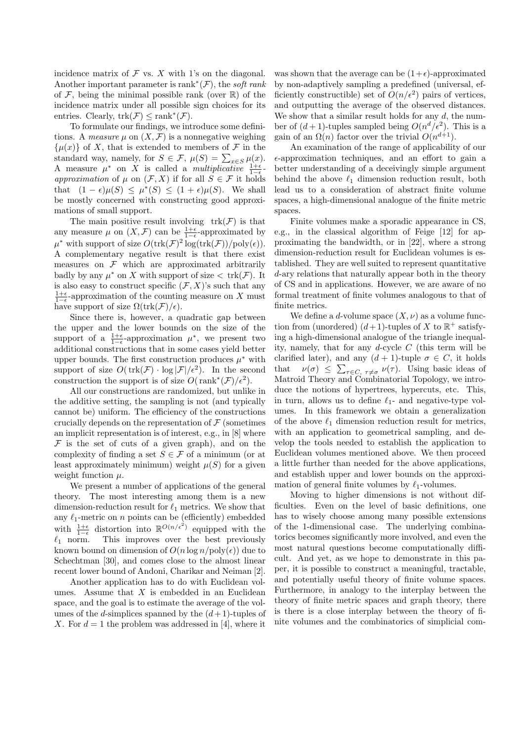incidence matrix of $\mathcal{F}$ vs. $X$ with 1's on the diagonal. Another important parameter is $\text{rank}^*(\mathcal{F})$, the *soft rank* of $\mathcal{F}$, being the minimal possible rank (over $\mathbb{R}$) of the incidence matrix under all possible sign choices for its entries. Clearly, $\text{trk}(\mathcal{F}) \le \text{rank}^*(\mathcal{F})$.

To formulate our findings, we introduce some definitions. A *measure* $\mu$ on $(X, \mathcal{F})$ is a nonnegative weighing $\{\mu(x)\}$ of $X$, that is extended to members of $\mathcal{F}$ in the standard way, namely, for $S \in \mathcal{F}$, $\mu(S) = \sum_{x \in S} \mu(x)$. A measure $\mu^*$ on $X$ is called a *multiplicative* $\frac{1+\epsilon}{1-\epsilon}$*-approximation* of $\mu$ on $(\mathcal{F}, X)$ if for all $S \in \mathcal{F}$ it holds that $(1-\epsilon)\mu(S) \le \mu^*(S) \le (1+\epsilon)\mu(S)$. We shall be mostly concerned with constructing good approximations of small support.

The main positive result involving $\text{trk}(\mathcal{F})$ is that any measure $\mu$ on $(X, \mathcal{F})$ can be $\frac{1+\epsilon}{1-\epsilon}$-approximated by $\mu^*$ with support of size $O(\text{trk}(\mathcal{F})^2 \log(\text{trk}(\mathcal{F}))/\text{poly}(\epsilon))$. A complementary negative result is that there exist measures on $\mathcal{F}$ which are approximated arbitrarily badly by any $\mu^*$ on $X$ with support of size $< \text{trk}(\mathcal{F})$. It is also easy to construct specific $(\mathcal{F}, X)$'s such that any $\frac{1+\epsilon}{1-\epsilon}$-approximation of the counting measure on $X$ must have support of size $\Omega(\text{trk}(\mathcal{F})/\epsilon)$.

Since there is, however, a quadratic gap between the upper and the lower bounds on the size of the support of a $\frac{1+\epsilon}{1-\epsilon}$-approximation $\mu^*$, we present two additional constructions that in some cases yield better upper bounds. The first construction produces $\mu^*$ with support of size $O(\text{trk}(\mathcal{F}) \cdot \log|\mathcal{F}|/\epsilon^2)$. In the second construction the support is of size $O(\text{rank}^*(\mathcal{F})/\epsilon^2)$.

All our constructions are randomized, but unlike in the additive setting, the sampling is not (and typically cannot be) uniform. The efficiency of the constructions crucially depends on the representation of $\mathcal{F}$ (sometimes an implicit representation is of interest, e.g., in [8] where $\mathcal{F}$ is the set of cuts of a given graph), and on the complexity of finding a set $S \in \mathcal{F}$ of a minimum (or at least approximately minimum) weight $\mu(S)$ for a given weight function $\mu$.

We present a number of applications of the general theory. The most interesting among them is a new dimension-reduction result for $\ell_1$ metrics. We show that any $\ell_1$-metric on $n$ points can be (efficiently) embedded with $\frac{1+\epsilon}{1-\epsilon}$ distortion into $\mathbb{R}^{O(n/\epsilon^2)}$ equipped with the $\ell_1$ norm. This improves over the best previously known bound on dimension of $O(n \log n/\text{poly}(\epsilon))$ due to Schechtman [30], and comes close to the almost linear recent lower bound of Andoni, Charikar and Neiman [2].

Another application has to do with Euclidean volumes. Assume that $X$ is embedded in an Euclidean space, and the goal is to estimate the average of the volumes of the $d$-simplices spanned by the $(d+1)$-tuples of $X$. For $d = 1$ the problem was addressed in [4], where it was shown that the average can be $(1+\epsilon)$-approximated by non-adaptively sampling a predefined (universal, efficiently constructible) set of $O(n/\epsilon^2)$ pairs of vertices, and outputting the average of the observed distances. We show that a similar result holds for any $d$, the number of $(d+1)$-tuples sampled being $O(n^d/\epsilon^2)$. This is a gain of an $\Omega(n)$ factor over the trivial $O(n^{d+1})$.

An examination of the range of applicability of our $\epsilon$-approximation techniques, and an effort to gain a better understanding of a deceivingly simple argument behind the above $\ell_1$ dimension reduction result, both lead us to a consideration of abstract finite volume spaces, a high-dimensional analogue of the finite metric spaces.

Finite volumes make a sporadic appearance in CS, e.g., in the classical algorithm of Feige [12] for approximating the bandwidth, or in [22], where a strong dimension-reduction result for Euclidean volumes is established. They are well suited to represent quantitative $d$-ary relations that naturally appear both in the theory of CS and in applications. However, we are aware of no formal treatment of finite volumes analogous to that of finite metrics.

We define a $d$-volume space $(X, \nu)$ as a volume function from (unordered) $(d+1)$-tuples of $X$ to $\mathbb{R}^+$ satisfying a high-dimensional analogue of the triangle inequality, namely, that for any $d$-cycle $C$ (this term will be clarified later), and any $(d+1)$-tuple $\sigma \in C$, it holds that $\nu(\sigma) \le \sum_{\tau \in C,\ \tau \ne \sigma} \nu(\tau)$. Using basic ideas of Matroid Theory and Combinatorial Topology, we introduce the notions of hypertrees, hypercuts, etc. This, in turn, allows us to define $\ell_1$- and negative-type volumes. In this framework we obtain a generalization of the above $\ell_1$ dimension reduction result for metrics, with an application to geometrical sampling, and develop the tools needed to establish the application to Euclidean volumes mentioned above. We then proceed a little further than needed for the above applications, and establish upper and lower bounds on the approximation of general finite volumes by $\ell_1$-volumes.

Moving to higher dimensions is not without difficulties. Even on the level of basic definitions, one has to wisely choose among many possible extensions of the 1-dimensional case. The underlying combinatorics becomes significantly more involved, and even the most natural questions become computationally difficult. And yet, as we hope to demonstrate in this paper, it is possible to construct a meaningful, tractable, and potentially useful theory of finite volume spaces. Furthermore, in analogy to the interplay between the theory of finite metric spaces and graph theory, there is there is a close interplay between the theory of finite volumes and the combinatorics of simplicial com-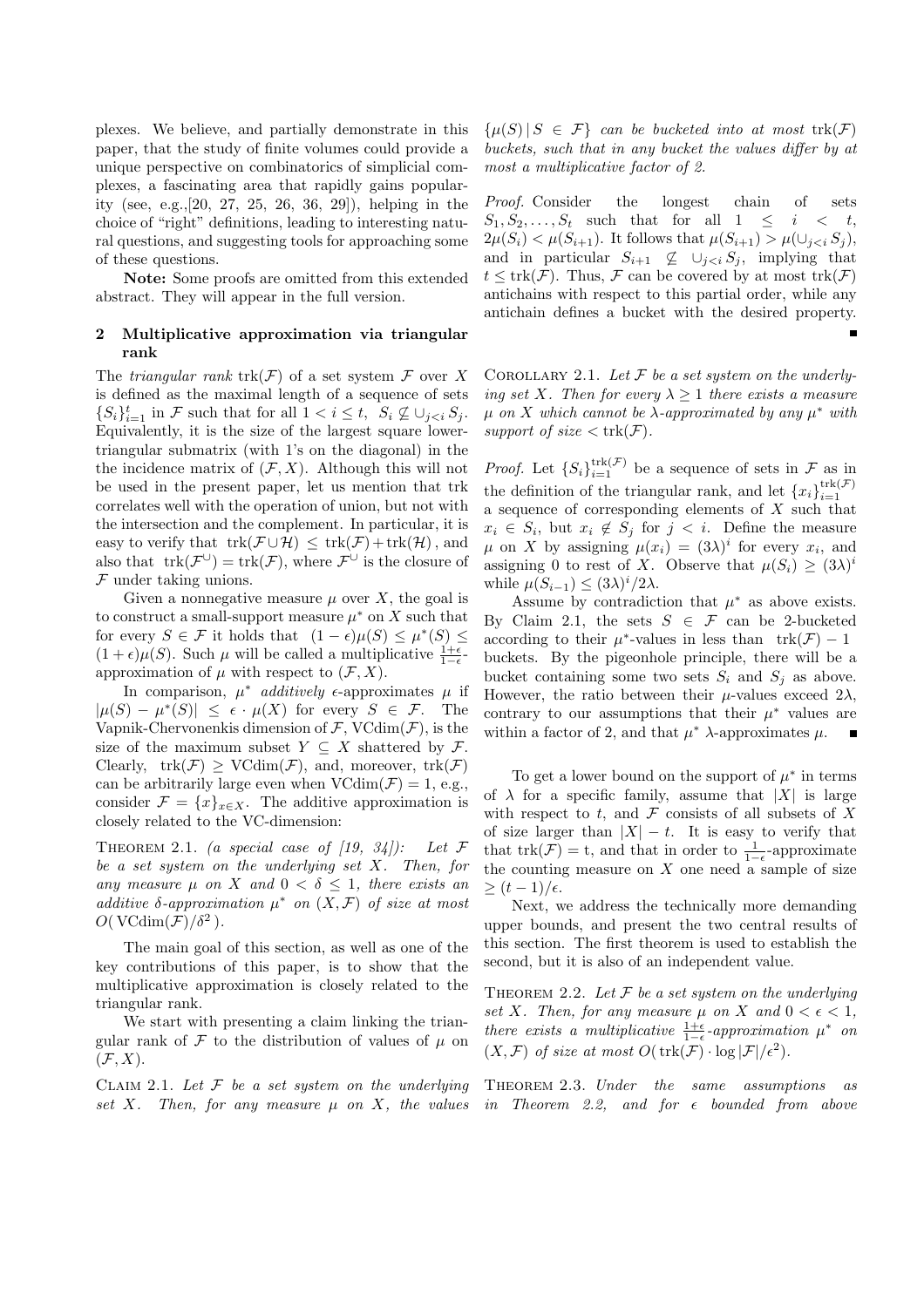plexes. We believe, and partially demonstrate in this paper, that the study of finite volumes could provide a unique perspective on combinatorics of simplicial complexes, a fascinating area that rapidly gains popularity (see, e.g.,[20, 27, 25, 26, 36, 29]), helping in the choice of "right" definitions, leading to interesting natural questions, and suggesting tools for approaching some of these questions.

**Note:** Some proofs are omitted from this extended abstract. They will appear in the full version.

## 2 Multiplicative approximation via triangular rank

The *triangular rank* $\mathrm{trk}(\mathcal{F})$ of a set system $\mathcal{F}$ over $X$ is defined as the maximal length of a sequence of sets $\{S_i\}_{i=1}^t$ in $\mathcal{F}$ such that for all $1 < i \le t$, $S_i \not\subseteq \cup_{j<i} S_j$. Equivalently, it is the size of the largest square lower-triangular submatrix (with 1's on the diagonal) in the the incidence matrix of $(\mathcal{F}, X)$. Although this will not be used in the present paper, let us mention that trk correlates well with the operation of union, but not with the intersection and the complement. In particular, it is easy to verify that $\mathrm{trk}(\mathcal{F} \cup \mathcal{H}) \le \mathrm{trk}(\mathcal{F}) + \mathrm{trk}(\mathcal{H})$, and also that $\mathrm{trk}(\mathcal{F}^{\cup}) = \mathrm{trk}(\mathcal{F})$, where $\mathcal{F}^{\cup}$ is the closure of $\mathcal{F}$ under taking unions.

Given a nonnegative measure $\mu$ over $X$, the goal is to construct a small-support measure $\mu^*$ on $X$ such that for every $S \in \mathcal{F}$ it holds that $(1-\epsilon)\mu(S) \le \mu^*(S) \le (1+\epsilon)\mu(S)$. Such $\mu$ will be called a multiplicative $\frac{1+\epsilon}{1-\epsilon}$-approximation of $\mu$ with respect to $(\mathcal{F}, X)$.

In comparison, $\mu^*$ *additively* $\epsilon$-approximates $\mu$ if $|\mu(S) - \mu^*(S)| \le \epsilon \cdot \mu(X)$ for every $S \in \mathcal{F}$. The Vapnik-Chervonenkis dimension of $\mathcal{F}$, $\mathrm{VCdim}(\mathcal{F})$, is the size of the maximum subset $Y \subseteq X$ shattered by $\mathcal{F}$. Clearly, $\mathrm{trk}(\mathcal{F}) \ge \mathrm{VCdim}(\mathcal{F})$, and, moreover, $\mathrm{trk}(\mathcal{F})$ can be arbitrarily large even when $\mathrm{VCdim}(\mathcal{F}) = 1$, e.g., consider $\mathcal{F} = \{x\}_{x \in X}$. The additive approximation is closely related to the VC-dimension:

THEOREM 2.1. *(a special case of [19, 34]): Let $\mathcal{F}$ be a set system on the underlying set $X$. Then, for any measure $\mu$ on $X$ and $0 < \delta \le 1$, there exists an additive $\delta$-approximation $\mu^*$ on $(X, \mathcal{F})$ of size at most $O(\mathrm{VCdim}(\mathcal{F})/\delta^2)$.*

The main goal of this section, as well as one of the key contributions of this paper, is to show that the multiplicative approximation is closely related to the triangular rank.

We start with presenting a claim linking the triangular rank of $\mathcal{F}$ to the distribution of values of $\mu$ on $(\mathcal{F}, X)$.

CLAIM 2.1. *Let $\mathcal{F}$ be a set system on the underlying set $X$. Then, for any measure $\mu$ on $X$, the values $\{\mu(S) \,|\, S \in \mathcal{F}\}$ can be bucketed into at most $\mathrm{trk}(\mathcal{F})$ buckets, such that in any bucket the values differ by at most a multiplicative factor of 2.*

*Proof.* Consider the longest chain of sets $S_1, S_2, \ldots, S_t$ such that for all $1 \le i < t$, $2\mu(S_i) < \mu(S_{i+1})$. It follows that $\mu(S_{i+1}) > \mu(\cup_{j<i} S_j)$, and in particular $S_{i+1} \not\subseteq \cup_{j<i} S_j$, implying that $t \le \mathrm{trk}(\mathcal{F})$. Thus, $\mathcal{F}$ can be covered by at most $\mathrm{trk}(\mathcal{F})$ antichains with respect to this partial order, while any antichain defines a bucket with the desired property. ∎

COROLLARY 2.1. *Let $\mathcal{F}$ be a set system on the underlying set $X$. Then for every $\lambda \ge 1$ there exists a measure $\mu$ on $X$ which cannot be $\lambda$-approximated by any $\mu^*$ with support of size $< \mathrm{trk}(\mathcal{F})$.*

*Proof.* Let $\{S_i\}_{i=1}^{\mathrm{trk}(\mathcal{F})}$ be a sequence of sets in $\mathcal{F}$ as in the definition of the triangular rank, and let $\{x_i\}_{i=1}^{\mathrm{trk}(\mathcal{F})}$ a sequence of corresponding elements of $X$ such that $x_i \in S_i$, but $x_i \notin S_j$ for $j < i$. Define the measure $\mu$ on $X$ by assigning $\mu(x_i) = (3\lambda)^i$ for every $x_i$, and assigning 0 to rest of $X$. Observe that $\mu(S_i) \ge (3\lambda)^i$ while $\mu(S_{i-1}) \le (3\lambda)^i/2\lambda$.

Assume by contradiction that $\mu^*$ as above exists. By Claim 2.1, the sets $S \in \mathcal{F}$ can be 2-bucketed according to their $\mu^*$-values in less than $\mathrm{trk}(\mathcal{F}) - 1$ buckets. By the pigeonhole principle, there will be a bucket containing some two sets $S_i$ and $S_j$ as above. However, the ratio between their $\mu$-values exceed $2\lambda$, contrary to our assumptions that their $\mu^*$ values are within a factor of 2, and that $\mu^*$ $\lambda$-approximates $\mu$. ∎

To get a lower bound on the support of $\mu^*$ in terms of $\lambda$ for a specific family, assume that $|X|$ is large with respect to $t$, and $\mathcal{F}$ consists of all subsets of $X$ of size larger than $|X| - t$. It is easy to verify that that $\mathrm{trk}(\mathcal{F}) = t$, and that in order to $\frac{1}{1-\epsilon}$-approximate the counting measure on $X$ one need a sample of size $\ge (t-1)/\epsilon$.

Next, we address the technically more demanding upper bounds, and present the two central results of this section. The first theorem is used to establish the second, but it is also of an independent value.

THEOREM 2.2. *Let $\mathcal{F}$ be a set system on the underlying set $X$. Then, for any measure $\mu$ on $X$ and $0 < \epsilon < 1$, there exists a multiplicative $\frac{1+\epsilon}{1-\epsilon}$-approximation $\mu^*$ on $(X, \mathcal{F})$ of size at most $O(\mathrm{trk}(\mathcal{F}) \cdot \log |\mathcal{F}|/\epsilon^2)$.*

THEOREM 2.3. *Under the same assumptions as in Theorem 2.2, and for $\epsilon$ bounded from above*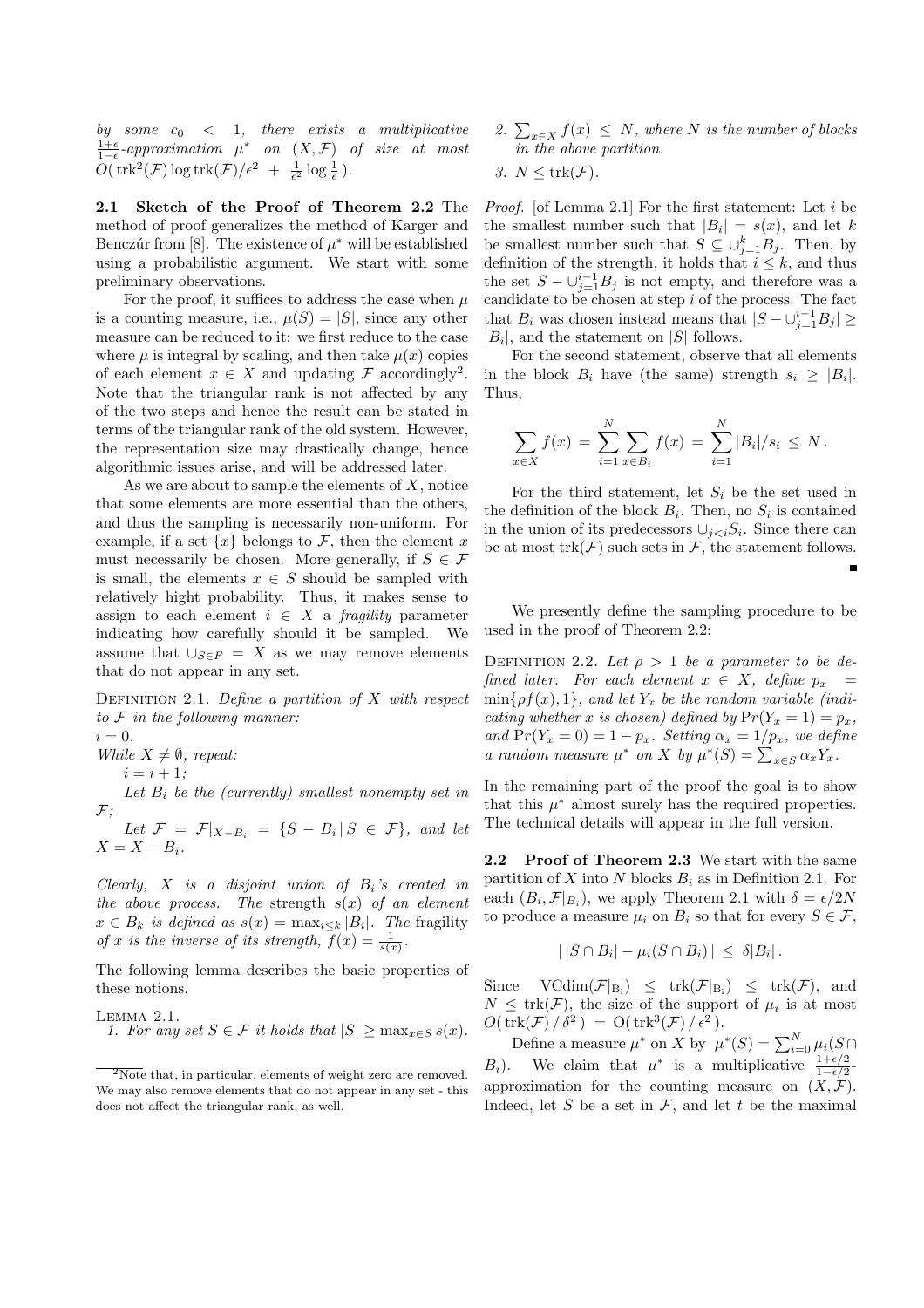by some $c_0 < 1$, there exists a multiplicative $\frac{1+\epsilon}{1-\epsilon}$-approximation $\mu^*$ on $(X, \mathcal{F})$ of size at most $O(\,\mathrm{trk}^2(\mathcal{F}) \log \mathrm{trk}(\mathcal{F})/\epsilon^2 \;+\; \frac{1}{\epsilon^2}\log\frac{1}{\epsilon}\,)$.

**2.1 Sketch of the Proof of Theorem 2.2** The method of proof generalizes the method of Karger and Benczúr from [8]. The existence of $\mu^*$ will be established using a probabilistic argument. We start with some preliminary observations.

For the proof, it suffices to address the case when $\mu$ is a counting measure, i.e., $\mu(S) = |S|$, since any other measure can be reduced to it: we first reduce to the case where $\mu$ is integral by scaling, and then take $\mu(x)$ copies of each element $x \in X$ and updating $\mathcal{F}$ accordingly[2]. Note that the triangular rank is not affected by any of the two steps and hence the result can be stated in terms of the triangular rank of the old system. However, the representation size may drastically change, hence algorithmic issues arise, and will be addressed later.

As we are about to sample the elements of $X$, notice that some elements are more essential than the others, and thus the sampling is necessarily non-uniform. For example, if a set $\{x\}$ belongs to $\mathcal{F}$, then the element $x$ must necessarily be chosen. More generally, if $S \in \mathcal{F}$ is small, the elements $x \in S$ should be sampled with relatively hight probability. Thus, it makes sense to assign to each element $i \in X$ a *fragility* parameter indicating how carefully should it be sampled. We assume that $\cup_{S\in F} = X$ as we may remove elements that do not appear in any set.

Definition 2.1. *Define a partition of $X$ with respect to $\mathcal{F}$ in the following manner:*
*$i = 0$.*
*While $X \neq \emptyset$, repeat:*
*$i = i + 1$;*
*Let $B_i$ be the (currently) smallest nonempty set in $\mathcal{F}$;*
*Let $\mathcal{F} = \mathcal{F}|_{X-B_i} = \{S - B_i \,|\, S \in \mathcal{F}\}$, and let $X = X - B_i$.*

*Clearly, $X$ is a disjoint union of $B_i$'s created in the above process. The* strength *$s(x)$ of an element $x \in B_k$ is defined as $s(x) = \max_{i\le k} |B_i|$. The* fragility *of $x$ is the inverse of its strength, $f(x) = \frac{1}{s(x)}$.*

The following lemma describes the basic properties of these notions.

Lemma 2.1.
1. *For any set $S \in \mathcal{F}$ it holds that $|S| \geq \max_{x\in S} s(x)$.*
2. *$\sum_{x\in X} f(x) \leq N$, where $N$ is the number of blocks in the above partition.*
3. *$N \leq \mathrm{trk}(\mathcal{F})$.*

*Proof.* [of Lemma 2.1] For the first statement: Let $i$ be the smallest number such that $|B_i| = s(x)$, and let $k$ be smallest number such that $S \subseteq \cup_{j=1}^k B_j$. Then, by definition of the strength, it holds that $i \leq k$, and thus the set $S - \cup_{j=1}^{i-1} B_j$ is not empty, and therefore was a candidate to be chosen at step $i$ of the process. The fact that $B_i$ was chosen instead means that $|S - \cup_{j=1}^{i-1} B_j| \geq |B_i|$, and the statement on $|S|$ follows.

For the second statement, observe that all elements in the block $B_i$ have (the same) strength $s_i \geq |B_i|$. Thus,

$$\sum_{x\in X} f(x) \,=\, \sum_{i=1}^{N} \sum_{x\in B_i} f(x) \,=\, \sum_{i=1}^{N} |B_i|/s_i \,\leq\, N\,.$$

For the third statement, let $S_i$ be the set used in the definition of the block $B_i$. Then, no $S_i$ is contained in the union of its predecessors $\cup_{j<i} S_i$. Since there can be at most $\mathrm{trk}(\mathcal{F})$ such sets in $\mathcal{F}$, the statement follows. ∎

We presently define the sampling procedure to be used in the proof of Theorem 2.2:

Definition 2.2. *Let $\rho > 1$ be a parameter to be defined later. For each element $x \in X$, define $p_x = \min\{\rho f(x), 1\}$, and let $Y_x$ be the random variable (indicating whether $x$ is chosen) defined by $\Pr(Y_x = 1) = p_x$, and $\Pr(Y_x = 0) = 1 - p_x$. Setting $\alpha_x = 1/p_x$, we define a random measure $\mu^*$ on $X$ by $\mu^*(S) = \sum_{x\in S} \alpha_x Y_x$.*

In the remaining part of the proof the goal is to show that this $\mu^*$ almost surely has the required properties. The technical details will appear in the full version.

**2.2 Proof of Theorem 2.3** We start with the same partition of $X$ into $N$ blocks $B_i$ as in Definition 2.1. For each $(B_i, \mathcal{F}|_{B_i})$, we apply Theorem 2.1 with $\delta = \epsilon/2N$ to produce a measure $\mu_i$ on $B_i$ so that for every $S \in \mathcal{F}$,

$$|\,|S \cap B_i| - \mu_i(S \cap B_i)\,| \,\leq\, \delta |B_i|\,.$$

Since $\mathrm{VCdim}(\mathcal{F}|_{B_i}) \leq \mathrm{trk}(\mathcal{F}|_{B_i}) \leq \mathrm{trk}(\mathcal{F})$, and $N \leq \mathrm{trk}(\mathcal{F})$, the size of the support of $\mu_i$ is at most $O(\,\mathrm{trk}(\mathcal{F})\,/\,\delta^2\,) \,=\, O(\,\mathrm{trk}^3(\mathcal{F})\,/\,\epsilon^2\,)$.

Define a measure $\mu^*$ on $X$ by $\mu^*(S) = \sum_{i=0}^{N} \mu_i(S \cap B_i)$. We claim that $\mu^*$ is a multiplicative $\frac{1+\epsilon/2}{1-\epsilon/2}$-approximation for the counting measure on $(X, \mathcal{F})$. Indeed, let $S$ be a set in $\mathcal{F}$, and let $t$ be the maximal

[2] Note that, in particular, elements of weight zero are removed. We may also remove elements that do not appear in any set - this does not affect the triangular rank, as well.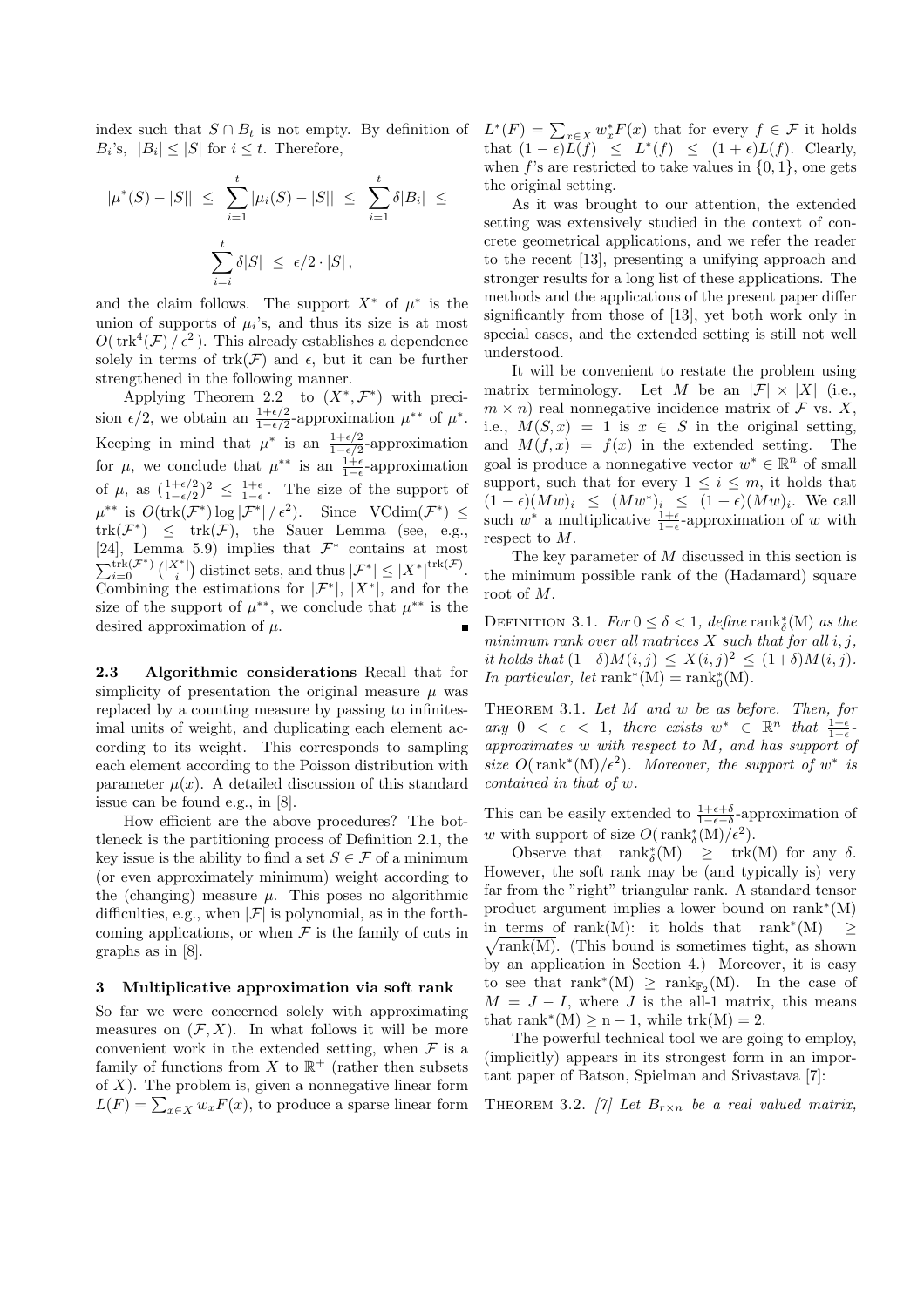index such that $S \cap B_t$ is not empty. By definition of $B_i$'s, $|B_i| \leq |S|$ for $i \leq t$. Therefore,

$$|\mu^*(S) - |S|| \leq \sum_{i=1}^{t} |\mu_i(S) - |S|| \leq \sum_{i=1}^{t} \delta |B_i| \leq$$

$$\sum_{i=i}^{t} \delta |S| \leq \epsilon/2 \cdot |S|,$$

and the claim follows. The support $X^*$ of $\mu^*$ is the union of supports of $\mu_i$'s, and thus its size is at most $O(\operatorname{trk}^4(\mathcal{F}) / \epsilon^2)$. This already establishes a dependence solely in terms of $\operatorname{trk}(\mathcal{F})$ and $\epsilon$, but it can be further strengthened in the following manner.

Applying Theorem 2.2 to $(X^*, \mathcal{F}^*)$ with precision $\epsilon/2$, we obtain an $\frac{1+\epsilon/2}{1-\epsilon/2}$-approximation $\mu^{**}$ of $\mu^*$. Keeping in mind that $\mu^*$ is an $\frac{1+\epsilon/2}{1-\epsilon/2}$-approximation for $\mu$, we conclude that $\mu^{**}$ is an $\frac{1+\epsilon}{1-\epsilon}$-approximation of $\mu$, as $(\frac{1+\epsilon/2}{1-\epsilon/2})^2 \leq \frac{1+\epsilon}{1-\epsilon}$. The size of the support of $\mu^{**}$ is $O(\operatorname{trk}(\mathcal{F}^*) \log |\mathcal{F}^*| / \epsilon^2)$. Since $\operatorname{VCdim}(\mathcal{F}^*) \leq \operatorname{trk}(\mathcal{F}^*) \leq \operatorname{trk}(\mathcal{F})$, the Sauer Lemma (see, e.g., [24], Lemma 5.9) implies that $\mathcal{F}^*$ contains at most $\sum_{i=0}^{\operatorname{trk}(\mathcal{F}^*)} \binom{|X^*|}{i}$ distinct sets, and thus $|\mathcal{F}^*| \leq |X^*|^{\operatorname{trk}(\mathcal{F})}$. Combining the estimations for $|\mathcal{F}^*|$, $|X^*|$, and for the size of the support of $\mu^{**}$, we conclude that $\mu^{**}$ is the desired approximation of $\mu$. ∎

**2.3 Algorithmic considerations** Recall that for simplicity of presentation the original measure $\mu$ was replaced by a counting measure by passing to infinitesimal units of weight, and duplicating each element according to its weight. This corresponds to sampling each element according to the Poisson distribution with parameter $\mu(x)$. A detailed discussion of this standard issue can be found e.g., in [8].

How efficient are the above procedures? The bottleneck is the partitioning process of Definition 2.1, the key issue is the ability to find a set $S \in \mathcal{F}$ of a minimum (or even approximately minimum) weight according to the (changing) measure $\mu$. This poses no algorithmic difficulties, e.g., when $|\mathcal{F}|$ is polynomial, as in the forthcoming applications, or when $\mathcal{F}$ is the family of cuts in graphs as in [8].

## 3 Multiplicative approximation via soft rank

So far we were concerned solely with approximating measures on $(\mathcal{F}, X)$. In what follows it will be more convenient work in the extended setting, when $\mathcal{F}$ is a family of functions from $X$ to $\mathbb{R}^+$ (rather then subsets of $X$). The problem is, given a nonnegative linear form $L(F) = \sum_{x \in X} w_x F(x)$, to produce a sparse linear form $L^*(F) = \sum_{x \in X} w^*_x F(x)$ that for every $f \in \mathcal{F}$ it holds that $(1-\epsilon)L(f) \leq L^*(f) \leq (1+\epsilon)L(f)$. Clearly, when $f$'s are restricted to take values in $\{0,1\}$, one gets the original setting.

As it was brought to our attention, the extended setting was extensively studied in the context of concrete geometrical applications, and we refer the reader to the recent [13], presenting a unifying approach and stronger results for a long list of these applications. The methods and the applications of the present paper differ significantly from those of [13], yet both work only in special cases, and the extended setting is still not well understood.

It will be convenient to restate the problem using matrix terminology. Let $M$ be an $|\mathcal{F}| \times |X|$ (i.e., $m \times n$) real nonnegative incidence matrix of $\mathcal{F}$ vs. $X$, i.e., $M(S,x) = 1$ is $x \in S$ in the original setting, and $M(f,x) = f(x)$ in the extended setting. The goal is produce a nonnegative vector $w^* \in \mathbb{R}^n$ of small support, such that for every $1 \leq i \leq m$, it holds that $(1-\epsilon)(Mw)_i \leq (Mw^*)_i \leq (1+\epsilon)(Mw)_i$. We call such $w^*$ a multiplicative $\frac{1+\epsilon}{1-\epsilon}$-approximation of $w$ with respect to $M$.

The key parameter of $M$ discussed in this section is the minimum possible rank of the (Hadamard) square root of $M$.

Definition 3.1. *For $0 \leq \delta < 1$, define $\operatorname{rank}^*_\delta(\mathrm{M})$ as the minimum rank over all matrices $X$ such that for all $i,j$, it holds that $(1-\delta)M(i,j) \leq X(i,j)^2 \leq (1+\delta)M(i,j)$. In particular, let $\operatorname{rank}^*(\mathrm{M}) = \operatorname{rank}^*_0(\mathrm{M})$.*

Theorem 3.1. *Let $M$ and $w$ be as before. Then, for any $0 < \epsilon < 1$, there exists $w^* \in \mathbb{R}^n$ that $\frac{1+\epsilon}{1-\epsilon}$-approximates $w$ with respect to $M$, and has support of size $O(\operatorname{rank}^*(\mathrm{M})/\epsilon^2)$. Moreover, the support of $w^*$ is contained in that of $w$.*

This can be easily extended to $\frac{1+\epsilon+\delta}{1-\epsilon-\delta}$-approximation of $w$ with support of size $O(\operatorname{rank}^*_\delta(\mathrm{M})/\epsilon^2)$.

Observe that $\operatorname{rank}^*_\delta(\mathrm{M}) \geq \operatorname{trk}(\mathrm{M})$ for any $\delta$. However, the soft rank may be (and typically is) very far from the "right" triangular rank. A standard tensor product argument implies a lower bound on $\operatorname{rank}^*(\mathrm{M})$ in terms of $\operatorname{rank}(\mathrm{M})$: it holds that $\operatorname{rank}^*(\mathrm{M}) \geq \sqrt{\operatorname{rank}(\mathrm{M})}$. (This bound is sometimes tight, as shown by an application in Section 4.) Moreover, it is easy to see that $\operatorname{rank}^*(\mathrm{M}) \geq \operatorname{rank}_{\mathbb{F}_2}(\mathrm{M})$. In the case of $M = J - I$, where $J$ is the all-1 matrix, this means that $\operatorname{rank}^*(\mathrm{M}) \geq \mathrm{n} - 1$, while $\operatorname{trk}(\mathrm{M}) = 2$.

The powerful technical tool we are going to employ, (implicitly) appears in its strongest form in an important paper of Batson, Spielman and Srivastava [7]:

Theorem 3.2. *[7] Let $B_{r \times n}$ be a real valued matrix,*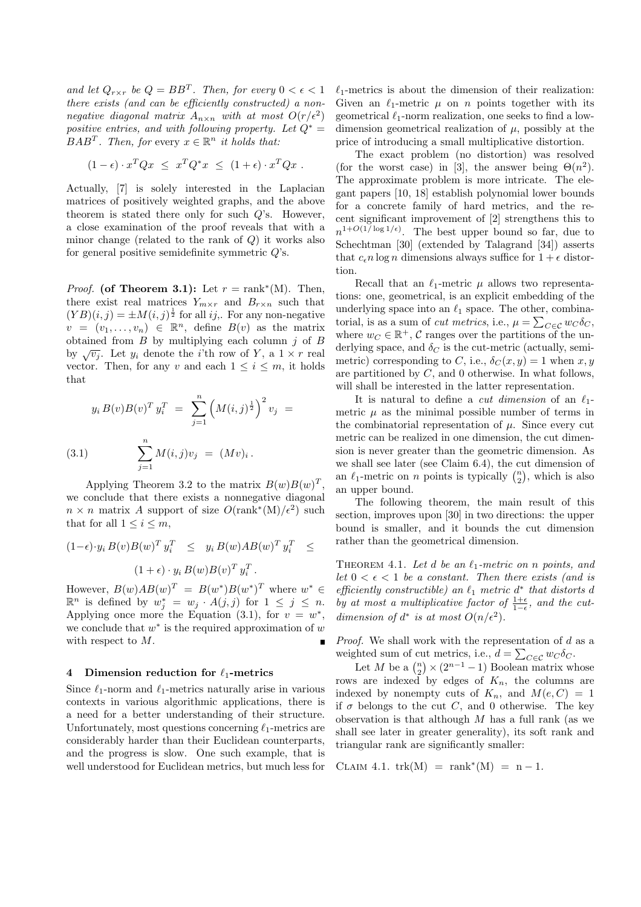*and let $Q_{r\times r}$ be $Q = BB^T$. Then, for every $0 < \epsilon < 1$ there exists (and can be efficiently constructed) a non-negative diagonal matrix $A_{n\times n}$ with at most $O(r/\epsilon^2)$ positive entries, and with following property. Let $Q^* = BAB^T$. Then, for* every $x \in \mathbb{R}^n$ *it holds that:*

$$(1-\epsilon)\cdot x^TQx \;\le\; x^TQ^*x \;\le\; (1+\epsilon)\cdot x^TQx \;.$$

Actually, [7] is solely interested in the Laplacian matrices of positively weighted graphs, and the above theorem is stated there only for such $Q$'s. However, a close examination of the proof reveals that with a minor change (related to the rank of $Q$) it works also for general positive semidefinite symmetric $Q$'s.

*Proof.* **(of Theorem 3.1):** Let $r = \text{rank}^*(\text{M})$. Then, there exist real matrices $Y_{m\times r}$ and $B_{r\times n}$ such that $(YB)(i,j) = \pm M(i,j)^{\frac{1}{2}}$ for all $ij$,. For any non-negative $v = (v_1,\ldots,v_n) \in \mathbb{R}^n$, define $B(v)$ as the matrix obtained from $B$ by multiplying each column $j$ of $B$ by $\sqrt{v_j}$. Let $y_i$ denote the $i$'th row of $Y$, a $1\times r$ real vector. Then, for any $v$ and each $1 \le i \le m$, it holds that

$$y_i\,B(v)B(v)^T\,y_i^T \;=\; \sum_{j=1}^{n}\left(M(i,j)^{\frac{1}{2}}\right)^2 v_j \;=$$

$$\sum_{j=1}^{n} M(i,j)v_j \;=\; (Mv)_i\,. \tag{3.1}$$

Applying Theorem 3.2 to the matrix $B(w)B(w)^T$, we conclude that there exists a nonnegative diagonal $n\times n$ matrix $A$ support of size $O(\text{rank}^*(\text{M})/\epsilon^2)$ such that for all $1 \le i \le m$,

$$(1-\epsilon)\cdot y_i\,B(v)B(w)^T\,y_i^T \;\le\; y_i\,B(w)AB(w)^T\,y_i^T \;\le$$

$$(1+\epsilon)\cdot y_i\,B(w)B(v)^T\,y_i^T\,.$$

However, $B(w)AB(w)^T = B(w^*)B(w^*)^T$ where $w^* \in \mathbb{R}^n$ is defined by $w_j^* = w_j \cdot A(j,j)$ for $1 \le j \le n$. Applying once more the Equation (3.1), for $v = w^*$, we conclude that $w^*$ is the required approximation of $w$ with respect to $M$. ∎

## 4 Dimension reduction for $\ell_1$-metrics

Since $\ell_1$-norm and $\ell_1$-metrics naturally arise in various contexts in various algorithmic applications, there is a need for a better understanding of their structure. Unfortunately, most questions concerning $\ell_1$-metrics are considerably harder than their Euclidean counterparts, and the progress is slow. One such example, that is well understood for Euclidean metrics, but much less for $\ell_1$-metrics is about the dimension of their realization: Given an $\ell_1$-metric $\mu$ on $n$ points together with its geometrical $\ell_1$-norm realization, one seeks to find a low-dimension geometrical realization of $\mu$, possibly at the price of introducing a small multiplicative distortion.

The exact problem (no distortion) was resolved (for the worst case) in [3], the answer being $\Theta(n^2)$. The approximate problem is more intricate. The elegant papers [10, 18] establish polynomial lower bounds for a concrete family of hard metrics, and the recent significant improvement of [2] strengthens this to $n^{1+O(1/\log 1/\epsilon)}$. The best upper bound so far, due to Schechtman [30] (extended by Talagrand [34]) asserts that $c_\epsilon n\log n$ dimensions always suffice for $1+\epsilon$ distortion.

Recall that an $\ell_1$-metric $\mu$ allows two representations: one, geometrical, is an explicit embedding of the underlying space into an $\ell_1$ space. The other, combinatorial, is as a sum of *cut metrics*, i.e., $\mu = \sum_{C\in\mathcal{C}} w_C\delta_C$, where $w_C \in \mathbb{R}^+$, $\mathcal{C}$ ranges over the partitions of the underlying space, and $\delta_C$ is the cut-metric (actually, semi-metric) corresponding to $C$, i.e., $\delta_C(x,y) = 1$ when $x, y$ are partitioned by $C$, and 0 otherwise. In what follows, will shall be interested in the latter representation.

It is natural to define a *cut dimension* of an $\ell_1$-metric $\mu$ as the minimal possible number of terms in the combinatorial representation of $\mu$. Since every cut metric can be realized in one dimension, the cut dimension is never greater than the geometric dimension. As we shall see later (see Claim 6.4), the cut dimension of an $\ell_1$-metric on $n$ points is typically $\binom{n}{2}$, which is also an upper bound.

The following theorem, the main result of this section, improves upon [30] in two directions: the upper bound is smaller, and it bounds the cut dimension rather than the geometrical dimension.

**Theorem 4.1.** *Let $d$ be an $\ell_1$-metric on $n$ points, and let $0 < \epsilon < 1$ be a constant. Then there exists (and is efficiently constructible) an $\ell_1$ metric $d^*$ that distorts $d$ by at most a multiplicative factor of $\frac{1+\epsilon}{1-\epsilon}$, and the cut-dimension of $d^*$ is at most $O(n/\epsilon^2)$.*

*Proof.* We shall work with the representation of $d$ as a weighted sum of cut metrics, i.e., $d = \sum_{C\in\mathcal{C}} w_C\delta_C$.

Let $M$ be a $\binom{n}{2}\times(2^{n-1}-1)$ Boolean matrix whose rows are indexed by edges of $K_n$, the columns are indexed by nonempty cuts of $K_n$, and $M(e,C) = 1$ if $\sigma$ belongs to the cut $C$, and 0 otherwise. The key observation is that although $M$ has a full rank (as we shall see later in greater generality), its soft rank and triangular rank are significantly smaller:

**Claim 4.1.** $\text{trk}(\text{M}) \;=\; \text{rank}^*(\text{M}) \;=\; \text{n}-1.$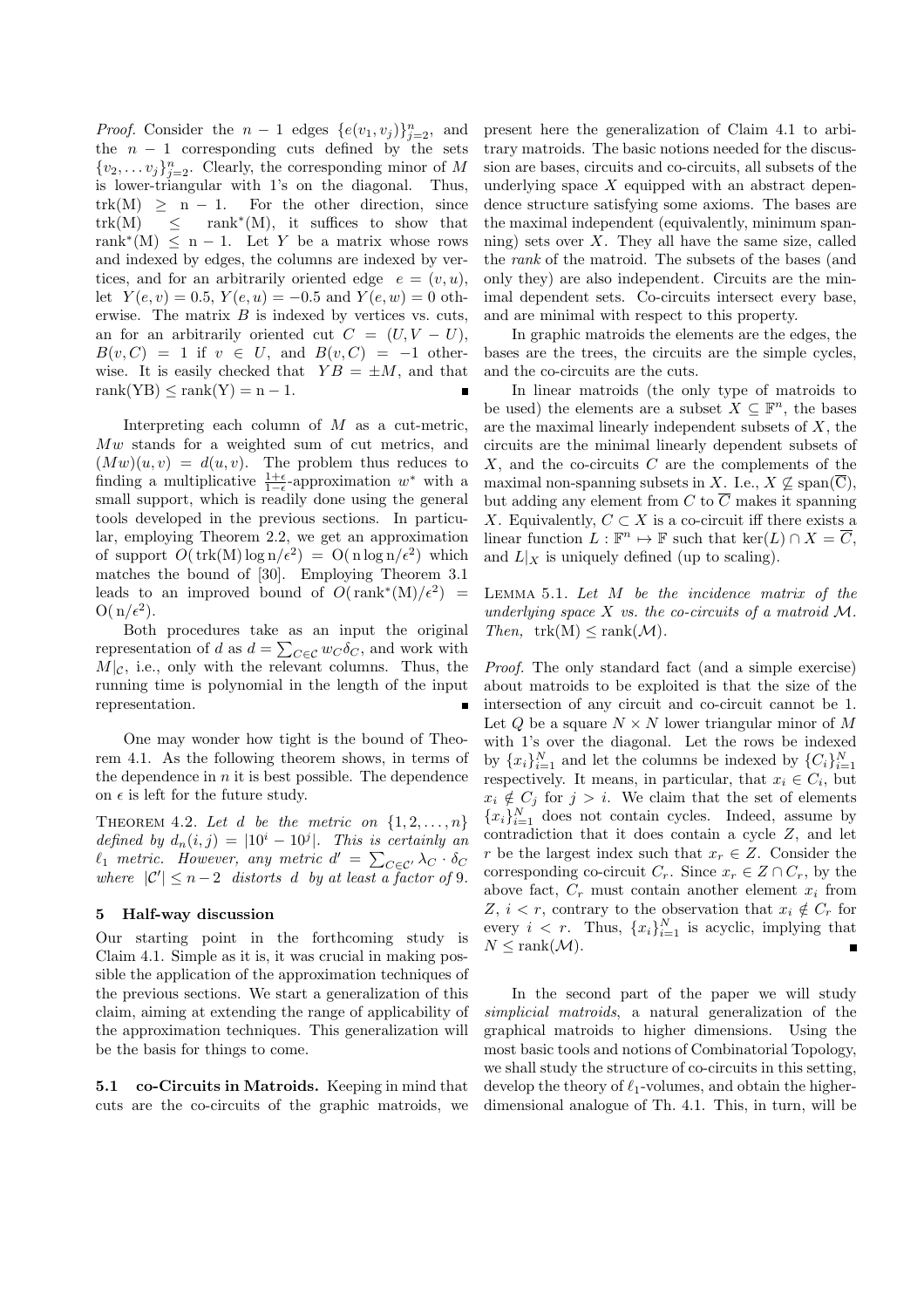*Proof.* Consider the $n-1$ edges $\{e(v_1, v_j)\}_{j=2}^n$, and the $n-1$ corresponding cuts defined by the sets $\{v_2, \dots v_j\}_{j=2}^n$. Clearly, the corresponding minor of $M$ is lower-triangular with 1's on the diagonal. Thus, $\mathrm{trk}(M) \geq n-1$. For the other direction, since $\mathrm{trk}(M) \leq \mathrm{rank}^*(M)$, it suffices to show that $\mathrm{rank}^*(M) \leq n-1$. Let $Y$ be a matrix whose rows and indexed by edges, the columns are indexed by vertices, and for an arbitrarily oriented edge $e = (v,u)$, let $Y(e,v) = 0.5$, $Y(e,u) = -0.5$ and $Y(e,w) = 0$ otherwise. The matrix $B$ is indexed by vertices vs. cuts, an for an arbitrarily oriented cut $C = (U, V-U)$, $B(v,C) = 1$ if $v \in U$, and $B(v,C) = -1$ otherwise. It is easily checked that $YB = \pm M$, and that $\mathrm{rank}(YB) \leq \mathrm{rank}(Y) = n-1$. ∎

Interpreting each column of $M$ as a cut-metric, $Mw$ stands for a weighted sum of cut metrics, and $(Mw)(u,v) = d(u,v)$. The problem thus reduces to finding a multiplicative $\frac{1+\epsilon}{1-\epsilon}$-approximation $w^*$ with a small support, which is readily done using the general tools developed in the previous sections. In particular, employing Theorem 2.2, we get an approximation of support $O(\mathrm{trk}(M)\log n/\epsilon^2) = O(n \log n/\epsilon^2)$ which matches the bound of [30]. Employing Theorem 3.1 leads to an improved bound of $O(\mathrm{rank}^*(M)/\epsilon^2) = O(n/\epsilon^2)$.

Both procedures take as an input the original representation of $d$ as $d = \sum_{C \in \mathcal{C}} w_C \delta_C$, and work with $M|_{\mathcal{C}}$, i.e., only with the relevant columns. Thus, the running time is polynomial in the length of the input representation. ∎

One may wonder how tight is the bound of Theorem 4.1. As the following theorem shows, in terms of the dependence in $n$ it is best possible. The dependence on $\epsilon$ is left for the future study.

THEOREM 4.2. *Let $d$ be the metric on $\{1, 2, \dots, n\}$ defined by $d_n(i,j) = |10^i - 10^j|$. This is certainly an $\ell_1$ metric. However, any metric $d' = \sum_{C \in \mathcal{C}'} \lambda_C \cdot \delta_C$ where $|\mathcal{C}'| \leq n-2$ distorts $d$ by at least a factor of 9.*

## 5 Half-way discussion

Our starting point in the forthcoming study is Claim 4.1. Simple as it is, it was crucial in making possible the application of the approximation techniques of the previous sections. We start a generalization of this claim, aiming at extending the range of applicability of the approximation techniques. This generalization will be the basis for things to come.

### 5.1 co-Circuits in Matroids.

Keeping in mind that cuts are the co-circuits of the graphic matroids, we present here the generalization of Claim 4.1 to arbitrary matroids. The basic notions needed for the discussion are bases, circuits and co-circuits, all subsets of the underlying space $X$ equipped with an abstract dependence structure satisfying some axioms. The bases are the maximal independent (equivalently, minimum spanning) sets over $X$. They all have the same size, called the *rank* of the matroid. The subsets of the bases (and only they) are also independent. Circuits are the minimal dependent sets. Co-circuits intersect every base, and are minimal with respect to this property.

In graphic matroids the elements are the edges, the bases are the trees, the circuits are the simple cycles, and the co-circuits are the cuts.

In linear matroids (the only type of matroids to be used) the elements are a subset $X \subseteq \mathbb{F}^n$, the bases are the maximal linearly independent subsets of $X$, the circuits are the minimal linearly dependent subsets of $X$, and the co-circuits $C$ are the complements of the maximal non-spanning subsets in $X$. I.e., $X \not\subseteq \mathrm{span}(\overline{C})$, but adding any element from $C$ to $\overline{C}$ makes it spanning $X$. Equivalently, $C \subset X$ is a co-circuit iff there exists a linear function $L : \mathbb{F}^n \mapsto \mathbb{F}$ such that $\ker(L) \cap X = \overline{C}$, and $L|_X$ is uniquely defined (up to scaling).

LEMMA 5.1. *Let $M$ be the incidence matrix of the underlying space $X$ vs. the co-circuits of a matroid $\mathcal{M}$. Then, $\mathrm{trk}(M) \leq \mathrm{rank}(\mathcal{M})$.*

*Proof.* The only standard fact (and a simple exercise) about matroids to be exploited is that the size of the intersection of any circuit and co-circuit cannot be 1. Let $Q$ be a square $N \times N$ lower triangular minor of $M$ with 1's over the diagonal. Let the rows be indexed by $\{x_i\}_{i=1}^N$ and let the columns be indexed by $\{C_i\}_{i=1}^N$ respectively. It means, in particular, that $x_i \in C_i$, but $x_i \notin C_j$ for $j > i$. We claim that the set of elements $\{x_i\}_{i=1}^N$ does not contain cycles. Indeed, assume by contradiction that it does contain a cycle $Z$, and let $r$ be the largest index such that $x_r \in Z$. Consider the corresponding co-circuit $C_r$. Since $x_r \in Z \cap C_r$, by the above fact, $C_r$ must contain another element $x_i$ from $Z$, $i < r$, contrary to the observation that $x_i \notin C_r$ for every $i < r$. Thus, $\{x_i\}_{i=1}^N$ is acyclic, implying that $N \leq \mathrm{rank}(\mathcal{M})$. ∎

In the second part of the paper we will study *simplicial matroids*, a natural generalization of the graphical matroids to higher dimensions. Using the most basic tools and notions of Combinatorial Topology, we shall study the structure of co-circuits in this setting, develop the theory of $\ell_1$-volumes, and obtain the higher-dimensional analogue of Th. 4.1. This, in turn, will be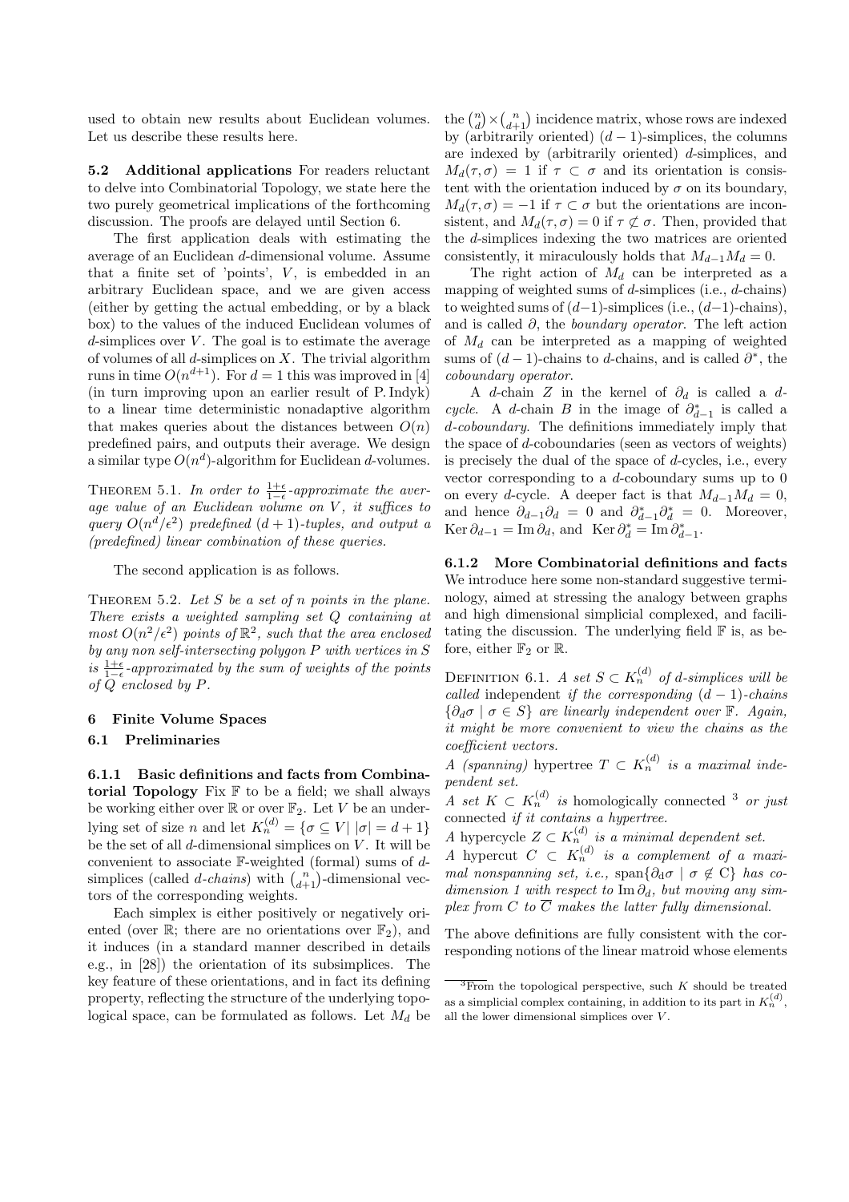used to obtain new results about Euclidean volumes. Let us describe these results here.

**5.2 Additional applications** For readers reluctant to delve into Combinatorial Topology, we state here the two purely geometrical implications of the forthcoming discussion. The proofs are delayed until Section 6.

The first application deals with estimating the average of an Euclidean $d$-dimensional volume. Assume that a finite set of 'points', $V$, is embedded in an arbitrary Euclidean space, and we are given access (either by getting the actual embedding, or by a black box) to the values of the induced Euclidean volumes of $d$-simplices over $V$. The goal is to estimate the average of volumes of all $d$-simplices on $X$. The trivial algorithm runs in time $O(n^{d+1})$. For $d = 1$ this was improved in [4] (in turn improving upon an earlier result of P. Indyk) to a linear time deterministic nonadaptive algorithm that makes queries about the distances between $O(n)$ predefined pairs, and outputs their average. We design a similar type $O(n^d)$-algorithm for Euclidean $d$-volumes.

THEOREM 5.1. *In order to $\frac{1+\epsilon}{1-\epsilon}$-approximate the average value of an Euclidean volume on $V$, it suffices to query $O(n^d/\epsilon^2)$ predefined $(d+1)$-tuples, and output a (predefined) linear combination of these queries.*

The second application is as follows.

THEOREM 5.2. *Let $S$ be a set of $n$ points in the plane. There exists a weighted sampling set $Q$ containing at most $O(n^2/\epsilon^2)$ points of $\mathbb{R}^2$, such that the area enclosed by any non self-intersecting polygon $P$ with vertices in $S$ is $\frac{1+\epsilon}{1-\epsilon}$-approximated by the sum of weights of the points of $Q$ enclosed by $P$.*

## 6 Finite Volume Spaces

### 6.1 Preliminaries

**6.1.1 Basic definitions and facts from Combinatorial Topology** Fix $\mathbb{F}$ to be a field; we shall always be working either over $\mathbb{R}$ or over $\mathbb{F}_2$. Let $V$ be an underlying set of size $n$ and let $K_n^{(d)} = \{\sigma \subseteq V \mid |\sigma| = d+1\}$ be the set of all $d$-dimensional simplices on $V$. It will be convenient to associate $\mathbb{F}$-weighted (formal) sums of $d$-simplices (called *$d$-chains*) with $\binom{n}{d+1}$-dimensional vectors of the corresponding weights.

Each simplex is either positively or negatively oriented (over $\mathbb{R}$; there are no orientations over $\mathbb{F}_2$), and it induces (in a standard manner described in details e.g., in [28]) the orientation of its subsimplices. The key feature of these orientations, and in fact its defining property, reflecting the structure of the underlying topological space, can be formulated as follows. Let $M_d$ be the $\binom{n}{d} \times \binom{n}{d+1}$ incidence matrix, whose rows are indexed by (arbitrarily oriented) $(d-1)$-simplices, the columns are indexed by (arbitrarily oriented) $d$-simplices, and $M_d(\tau, \sigma) = 1$ if $\tau \subset \sigma$ and its orientation is consistent with the orientation induced by $\sigma$ on its boundary, $M_d(\tau, \sigma) = -1$ if $\tau \subset \sigma$ but the orientations are inconsistent, and $M_d(\tau, \sigma) = 0$ if $\tau \not\subset \sigma$. Then, provided that the $d$-simplices indexing the two matrices are oriented consistently, it miraculously holds that $M_{d-1} M_d = 0$.

The right action of $M_d$ can be interpreted as a mapping of weighted sums of $d$-simplices (i.e., $d$-chains) to weighted sums of $(d-1)$-simplices (i.e., $(d-1)$-chains), and is called $\partial$, the *boundary operator*. The left action of $M_d$ can be interpreted as a mapping of weighted sums of $(d-1)$-chains to $d$-chains, and is called $\partial^*$, the *coboundary operator*.

A $d$-chain $Z$ in the kernel of $\partial_d$ is called a *$d$-cycle*. A $d$-chain $B$ in the image of $\partial^*_{d-1}$ is called a *$d$-coboundary*. The definitions immediately imply that the space of $d$-coboundaries (seen as vectors of weights) is precisely the dual of the space of $d$-cycles, i.e., every vector corresponding to a $d$-coboundary sums up to 0 on every $d$-cycle. A deeper fact is that $M_{d-1} M_d = 0$, and hence $\partial_{d-1}\partial_d = 0$ and $\partial^*_{d-1}\partial^*_d = 0$. Moreover, $\operatorname{Ker}\partial_{d-1} = \operatorname{Im}\partial_d$, and $\operatorname{Ker}\partial^*_d = \operatorname{Im}\partial^*_{d-1}$.

**6.1.2 More Combinatorial definitions and facts** We introduce here some non-standard suggestive terminology, aimed at stressing the analogy between graphs and high dimensional simplicial complexed, and facilitating the discussion. The underlying field $\mathbb{F}$ is, as before, either $\mathbb{F}_2$ or $\mathbb{R}$.

DEFINITION 6.1. *A set $S \subset K_n^{(d)}$ of $d$-simplices will be called* independent *if the corresponding $(d-1)$-chains $\{\partial_d \sigma \mid \sigma \in S\}$ are linearly independent over $\mathbb{F}$. Again, it might be more convenient to view the chains as the coefficient vectors.*

*A (spanning)* hypertree *$T \subset K_n^{(d)}$ is a maximal independent set.*

*A set $K \subset K_n^{(d)}$ is* homologically connected [3] *or just* connected *if it contains a hypertree.*

*A* hypercycle *$Z \subset K_n^{(d)}$ is a minimal dependent set.*

*A* hypercut *$C \subset K_n^{(d)}$ is a complement of a maximal nonspanning set, i.e.,* $\operatorname{span}\{\partial_d \sigma \mid \sigma \notin C\}$ *has co-dimension 1 with respect to $\operatorname{Im}\partial_d$, but moving any simplex from $C$ to $\overline{C}$ makes the latter fully dimensional.*

The above definitions are fully consistent with the corresponding notions of the linear matroid whose elements

[3] From the topological perspective, such $K$ should be treated as a simplicial complex containing, in addition to its part in $K_n^{(d)}$, all the lower dimensional simplices over $V$.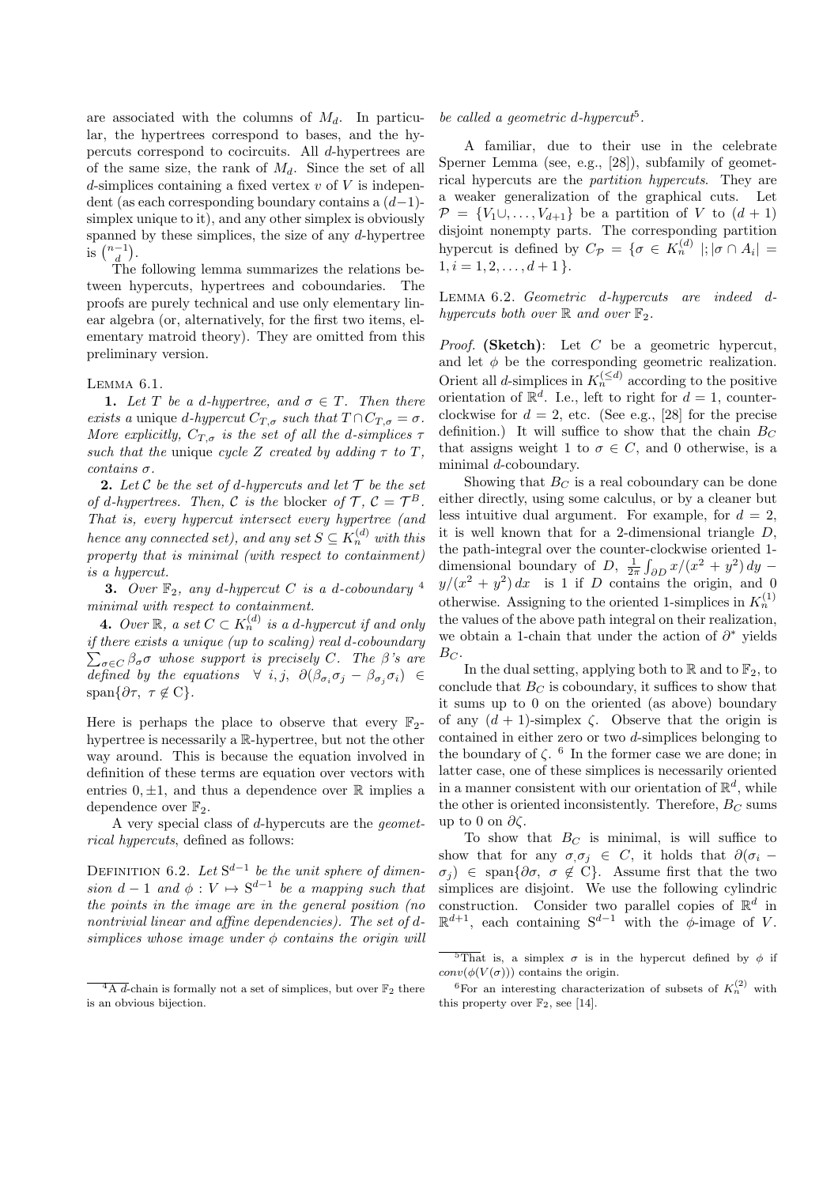are associated with the columns of $M_d$. In particular, the hypertrees correspond to bases, and the hypercuts correspond to cocircuits. All $d$-hypertrees are of the same size, the rank of $M_d$. Since the set of all $d$-simplices containing a fixed vertex $v$ of $V$ is independent (as each corresponding boundary contains a $(d-1)$-simplex unique to it), and any other simplex is obviously spanned by these simplices, the size of any $d$-hypertree is $\binom{n-1}{d}$.

The following lemma summarizes the relations between hypercuts, hypertrees and coboundaries. The proofs are purely technical and use only elementary linear algebra (or, alternatively, for the first two items, elementary matroid theory). They are omitted from this preliminary version.

Lemma 6.1.

**1.** *Let $T$ be a $d$-hypertree, and $\sigma \in T$. Then there exists a* unique *$d$-hypercut $C_{T,\sigma}$ such that $T \cap C_{T,\sigma} = \sigma$. More explicitly, $C_{T,\sigma}$ is the set of all the $d$-simplices $\tau$ such that the* unique *cycle $Z$ created by adding $\tau$ to $T$, contains $\sigma$.*

**2.** *Let $\mathcal{C}$ be the set of $d$-hypercuts and let $\mathcal{T}$ be the set of $d$-hypertrees. Then, $\mathcal{C}$ is the* blocker *of $\mathcal{T}$, $\mathcal{C} = \mathcal{T}^B$. That is, every hypercut intersect every hypertree (and hence any connected set), and any set $S \subseteq K_n^{(d)}$ with this property that is minimal (with respect to containment) is a hypercut.*

**3.** *Over $\mathbb{F}_2$, any $d$-hypercut $C$ is a $d$-coboundary* [4] *minimal with respect to containment.*

**4.** *Over $\mathbb{R}$, a set $C \subset K_n^{(d)}$ is a $d$-hypercut if and only if there exists a unique (up to scaling) real $d$-coboundary $\sum_{\sigma \in C} \beta_\sigma \sigma$ whose support is precisely $C$. The $\beta$'s are defined by the equations $\forall\ i, j,\ \partial(\beta_{\sigma_i}\sigma_j - \beta_{\sigma_j}\sigma_i) \in \text{span}\{\partial\tau,\ \tau \notin \text{C}\}$.*

Here is perhaps the place to observe that every $\mathbb{F}_2$-hypertree is necessarily a $\mathbb{R}$-hypertree, but not the other way around. This is because the equation involved in definition of these terms are equation over vectors with entries $0, \pm 1$, and thus a dependence over $\mathbb{R}$ implies a dependence over $\mathbb{F}_2$.

A very special class of $d$-hypercuts are the *geometrical hypercuts*, defined as follows:

Definition 6.2. *Let $\text{S}^{d-1}$ be the unit sphere of dimension $d-1$ and $\phi : V \mapsto \text{S}^{d-1}$ be a mapping such that the points in the image are in the general position (no nontrivial linear and affine dependencies). The set of $d$-simplices whose image under $\phi$ contains the origin will be called a geometric $d$-hypercut*[5]*.*

A familiar, due to their use in the celebrate Sperner Lemma (see, e.g., [28]), subfamily of geometrical hypercuts are the *partition hypercuts*. They are a weaker generalization of the graphical cuts. Let $\mathcal{P} = \{V_1 \cup, \ldots, V_{d+1}\}$ be a partition of $V$ to $(d+1)$ disjoint nonempty parts. The corresponding partition hypercut is defined by $C_{\mathcal{P}} = \{\sigma \in K_n^{(d)}\ |; |\sigma \cap A_i| = 1, i = 1, 2, \ldots, d+1\}$.

Lemma 6.2. *Geometric $d$-hypercuts are indeed $d$-hypercuts both over $\mathbb{R}$ and over $\mathbb{F}_2$.*

*Proof.* **(Sketch)**: Let $C$ be a geometric hypercut, and let $\phi$ be the corresponding geometric realization. Orient all $d$-simplices in $K_n^{(\leq d)}$ according to the positive orientation of $\mathbb{R}^d$. I.e., left to right for $d = 1$, counterclockwise for $d = 2$, etc. (See e.g., [28] for the precise definition.) It will suffice to show that the chain $B_C$ that assigns weight 1 to $\sigma \in C$, and 0 otherwise, is a minimal $d$-coboundary.

Showing that $B_C$ is a real coboundary can be done either directly, using some calculus, or by a cleaner but less intuitive dual argument. For example, for $d = 2$, it is well known that for a 2-dimensional triangle $D$, the path-integral over the counter-clockwise oriented 1-dimensional boundary of $D$, $\frac{1}{2\pi}\int_{\partial D} x/(x^2+y^2)\,dy - y/(x^2+y^2)\,dx$ is 1 if $D$ contains the origin, and 0 otherwise. Assigning to the oriented 1-simplices in $K_n^{(1)}$ the values of the above path integral on their realization, we obtain a 1-chain that under the action of $\partial^*$ yields $B_C$.

In the dual setting, applying both to $\mathbb{R}$ and to $\mathbb{F}_2$, to conclude that $B_C$ is coboundary, it suffices to show that it sums up to 0 on the oriented (as above) boundary of any $(d+1)$-simplex $\zeta$. Observe that the origin is contained in either zero or two $d$-simplices belonging to the boundary of $\zeta$. [6] In the former case we are done; in latter case, one of these simplices is necessarily oriented in a manner consistent with our orientation of $\mathbb{R}^d$, while the other is oriented inconsistently. Therefore, $B_C$ sums up to 0 on $\partial\zeta$.

To show that $B_C$ is minimal, is will suffice to show that for any $\sigma, \sigma_j \in C$, it holds that $\partial(\sigma_i - \sigma_j) \in \text{span}\{\partial\sigma,\ \sigma \notin \text{C}\}$. Assume first that the two simplices are disjoint. We use the following cylindric construction. Consider two parallel copies of $\mathbb{R}^d$ in $\mathbb{R}^{d+1}$, each containing $\text{S}^{d-1}$ with the $\phi$-image of $V$.

---

[4] A $d$-chain is formally not a set of simplices, but over $\mathbb{F}_2$ there is an obvious bijection.

[5] That is, a simplex $\sigma$ is in the hypercut defined by $\phi$ if $conv(\phi(V(\sigma)))$ contains the origin.

[6] For an interesting characterization of subsets of $K_n^{(2)}$ with this property over $\mathbb{F}_2$, see [14].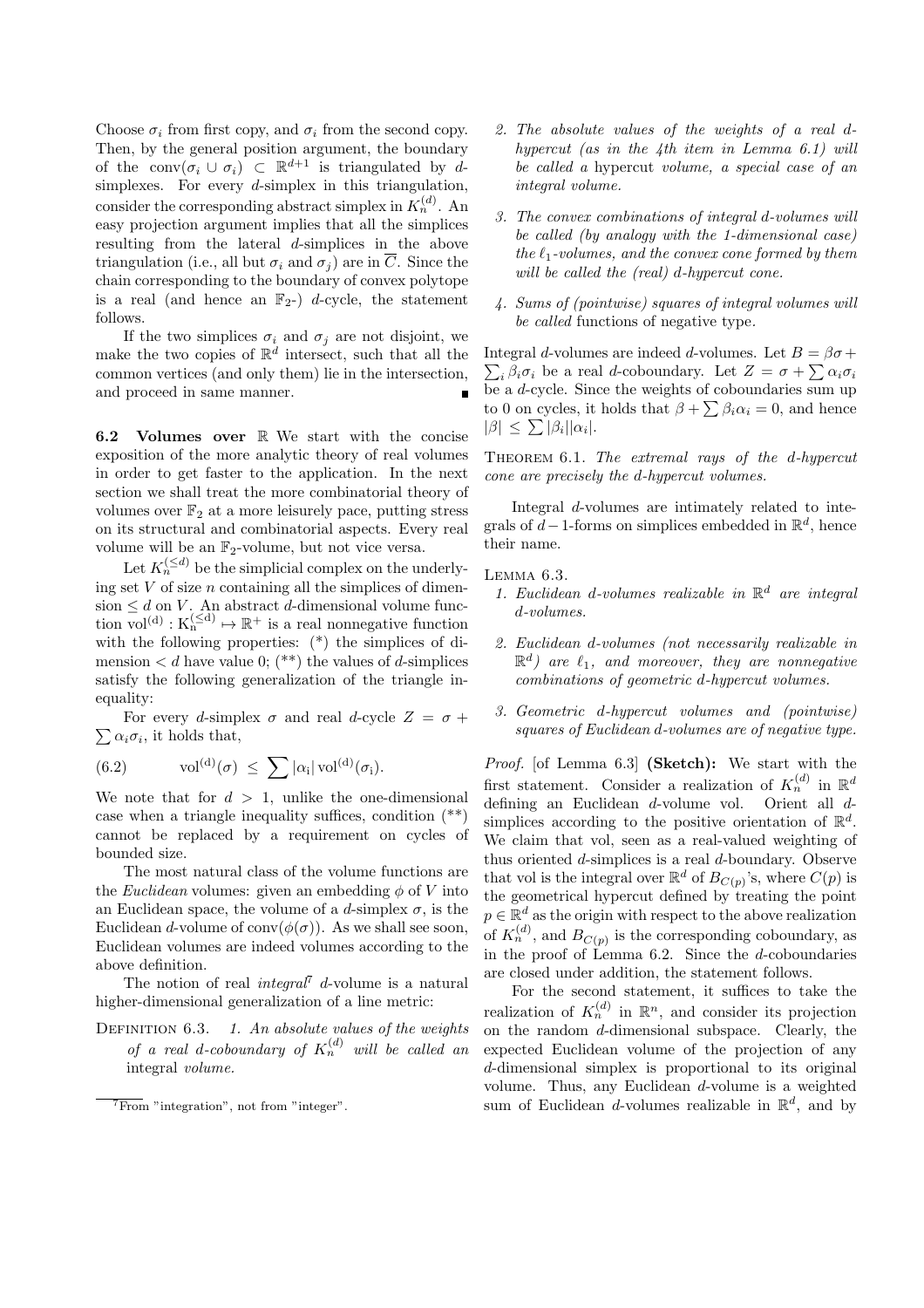Choose $\sigma_i$ from first copy, and $\sigma_i$ from the second copy. Then, by the general position argument, the boundary of the $\text{conv}(\sigma_i \cup \sigma_i) \subset \mathbb{R}^{d+1}$ is triangulated by $d$-simplexes. For every $d$-simplex in this triangulation, consider the corresponding abstract simplex in $K_n^{(d)}$. An easy projection argument implies that all the simplices resulting from the lateral $d$-simplices in the above triangulation (i.e., all but $\sigma_i$ and $\sigma_j$) are in $\overline{C}$. Since the chain corresponding to the boundary of convex polytope is a real (and hence an $\mathbb{F}_2$-) $d$-cycle, the statement follows.

If the two simplices $\sigma_i$ and $\sigma_j$ are not disjoint, we make the two copies of $\mathbb{R}^d$ intersect, such that all the common vertices (and only them) lie in the intersection, and proceed in same manner. ∎

**6.2 Volumes over $\mathbb{R}$** We start with the concise exposition of the more analytic theory of real volumes in order to get faster to the application. In the next section we shall treat the more combinatorial theory of volumes over $\mathbb{F}_2$ at a more leisurely pace, putting stress on its structural and combinatorial aspects. Every real volume will be an $\mathbb{F}_2$-volume, but not vice versa.

Let $K_n^{(\leq d)}$ be the simplicial complex on the underlying set $V$ of size $n$ containing all the simplices of dimension $\leq d$ on $V$. An abstract $d$-dimensional volume function $\text{vol}^{(d)} : K_n^{(\leq d)} \mapsto \mathbb{R}^+$ is a real nonnegative function with the following properties: (*) the simplices of dimension $< d$ have value 0; (**) the values of $d$-simplices satisfy the following generalization of the triangle inequality:

For every $d$-simplex $\sigma$ and real $d$-cycle $Z = \sigma + \sum \alpha_i \sigma_i$, it holds that,

$$\text{vol}^{(d)}(\sigma) \leq \sum |\alpha_i| \, \text{vol}^{(d)}(\sigma_i). \tag{6.2}$$

We note that for $d > 1$, unlike the one-dimensional case when a triangle inequality suffices, condition (**) cannot be replaced by a requirement on cycles of bounded size.

The most natural class of the volume functions are the *Euclidean* volumes: given an embedding $\phi$ of $V$ into an Euclidean space, the volume of a $d$-simplex $\sigma$, is the Euclidean $d$-volume of $\text{conv}(\phi(\sigma))$. As we shall see soon, Euclidean volumes are indeed volumes according to the above definition.

The notion of real *integral*[7] $d$-volume is a natural higher-dimensional generalization of a line metric:

Definition 6.3.

1. *An absolute values of the weights of a real $d$-coboundary of $K_n^{(d)}$ will be called an* integral *volume.*
2. *The absolute values of the weights of a real $d$-hypercut (as in the 4th item in Lemma 6.1) will be called a* hypercut *volume, a special case of an integral volume.*
3. *The convex combinations of integral $d$-volumes will be called (by analogy with the 1-dimensional case) the $\ell_1$-volumes, and the convex cone formed by them will be called the (real) $d$-hypercut cone.*
4. *Sums of (pointwise) squares of integral volumes will be called* functions of negative type.

Integral $d$-volumes are indeed $d$-volumes. Let $B = \beta\sigma + \sum_i \beta_i \sigma_i$ be a real $d$-coboundary. Let $Z = \sigma + \sum \alpha_i \sigma_i$ be a $d$-cycle. Since the weights of coboundaries sum up to 0 on cycles, it holds that $\beta + \sum \beta_i \alpha_i = 0$, and hence $|\beta| \leq \sum |\beta_i||\alpha_i|$.

Theorem 6.1. *The extremal rays of the $d$-hypercut cone are precisely the $d$-hypercut volumes.*

Integral $d$-volumes are intimately related to integrals of $d-1$-forms on simplices embedded in $\mathbb{R}^d$, hence their name.

Lemma 6.3.

1. *Euclidean $d$-volumes realizable in $\mathbb{R}^d$ are integral $d$-volumes.*
2. *Euclidean $d$-volumes (not necessarily realizable in $\mathbb{R}^d$) are $\ell_1$, and moreover, they are nonnegative combinations of geometric $d$-hypercut volumes.*
3. *Geometric $d$-hypercut volumes and (pointwise) squares of Euclidean $d$-volumes are of negative type.*

*Proof.* [of Lemma 6.3] **(Sketch):** We start with the first statement. Consider a realization of $K_n^{(d)}$ in $\mathbb{R}^d$ defining an Euclidean $d$-volume vol. Orient all $d$-simplices according to the positive orientation of $\mathbb{R}^d$. We claim that vol, seen as a real-valued weighting of thus oriented $d$-simplices is a real $d$-boundary. Observe that vol is the integral over $\mathbb{R}^d$ of $B_{C(p)}$'s, where $C(p)$ is the geometrical hypercut defined by treating the point $p \in \mathbb{R}^d$ as the origin with respect to the above realization of $K_n^{(d)}$, and $B_{C(p)}$ is the corresponding coboundary, as in the proof of Lemma 6.2. Since the $d$-coboundaries are closed under addition, the statement follows.

For the second statement, it suffices to take the realization of $K_n^{(d)}$ in $\mathbb{R}^n$, and consider its projection on the random $d$-dimensional subspace. Clearly, the expected Euclidean volume of the projection of any $d$-dimensional simplex is proportional to its original volume. Thus, any Euclidean $d$-volume is a weighted sum of Euclidean $d$-volumes realizable in $\mathbb{R}^d$, and by

[7] From "integration", not from "integer".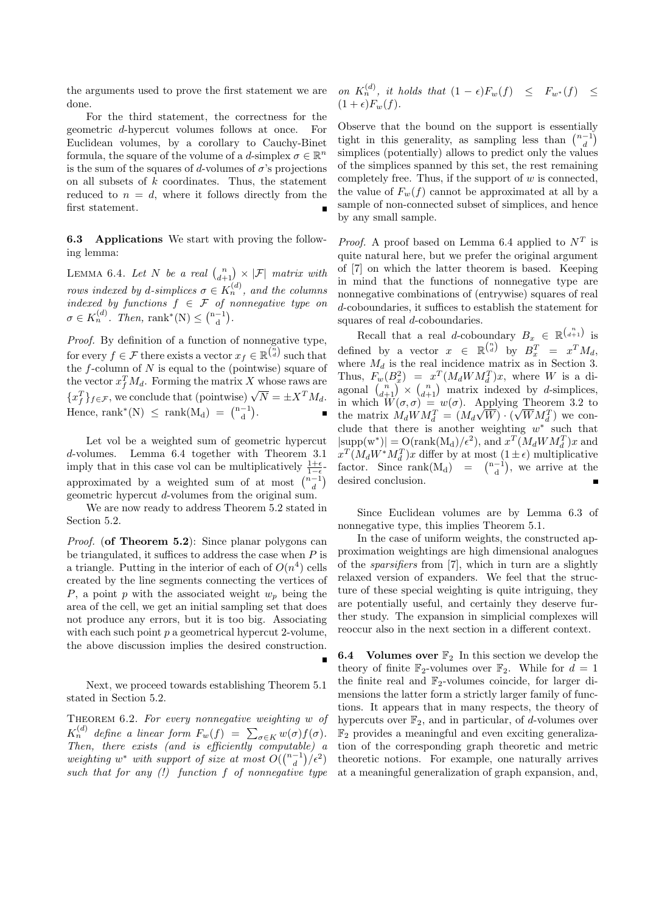the arguments used to prove the first statement we are done.

For the third statement, the correctness for the geometric $d$-hypercut volumes follows at once. For Euclidean volumes, by a corollary to Cauchy-Binet formula, the square of the volume of a $d$-simplex $\sigma \in \mathbb{R}^n$ is the sum of the squares of $d$-volumes of $\sigma$'s projections on all subsets of $k$ coordinates. Thus, the statement reduced to $n = d$, where it follows directly from the first statement. ∎

**6.3 Applications** We start with proving the following lemma:

LEMMA 6.4. *Let $N$ be a real $\binom{n}{d+1} \times |\mathcal{F}|$ matrix with rows indexed by $d$-simplices $\sigma \in K_n^{(d)}$, and the columns indexed by functions $f \in \mathcal{F}$ of nonnegative type on $\sigma \in K_n^{(d)}$. Then, $\mathrm{rank}^*(N) \leq \binom{n-1}{d}$.*

*Proof.* By definition of a function of nonnegative type, for every $f \in \mathcal{F}$ there exists a vector $x_f \in \mathbb{R}^{\binom{n}{d}}$ such that the $f$-column of $N$ is equal to the (pointwise) square of the vector $x_f^T M_d$. Forming the matrix $X$ whose raws are $\{x_f^T\}_{f \in \mathcal{F}}$, we conclude that (pointwise) $\sqrt{N} = \pm X^T M_d$. Hence, $\mathrm{rank}^*(N) \leq \mathrm{rank}(M_d) = \binom{n-1}{d}$. ∎

Let vol be a weighted sum of geometric hypercut $d$-volumes. Lemma 6.4 together with Theorem 3.1 imply that in this case vol can be multiplicatively $\frac{1+\epsilon}{1-\epsilon}$-approximated by a weighted sum of at most $\binom{n-1}{d}$ geometric hypercut $d$-volumes from the original sum.

We are now ready to address Theorem 5.2 stated in Section 5.2.

*Proof.* (**of Theorem 5.2**): Since planar polygons can be triangulated, it suffices to address the case when $P$ is a triangle. Putting in the interior of each of $O(n^4)$ cells created by the line segments connecting the vertices of $P$, a point $p$ with the associated weight $w_p$ being the area of the cell, we get an initial sampling set that does not produce any errors, but it is too big. Associating with each such point $p$ a geometrical hypercut 2-volume, the above discussion implies the desired construction. ∎

Next, we proceed towards establishing Theorem 5.1 stated in Section 5.2.

THEOREM 6.2. *For every nonnegative weighting $w$ of $K_n^{(d)}$ define a linear form $F_w(f) = \sum_{\sigma \in K} w(\sigma) f(\sigma)$. Then, there exists (and is efficiently computable) a weighting $w^*$ with support of size at most $O(\binom{n-1}{d}/\epsilon^2)$ such that for any (!) function $f$ of nonnegative type on $K_n^{(d)}$, it holds that $(1-\epsilon)F_w(f) \leq F_{w^*}(f) \leq (1+\epsilon)F_w(f)$.*

Observe that the bound on the support is essentially tight in this generality, as sampling less than $\binom{n-1}{d}$ simplices (potentially) allows to predict only the values of the simplices spanned by this set, the rest remaining completely free. Thus, if the support of $w$ is connected, the value of $F_w(f)$ cannot be approximated at all by a sample of non-connected subset of simplices, and hence by any small sample.

*Proof.* A proof based on Lemma 6.4 applied to $N^T$ is quite natural here, but we prefer the original argument of [7] on which the latter theorem is based. Keeping in mind that the functions of nonnegative type are nonnegative combinations of (entrywise) squares of real $d$-coboundaries, it suffices to establish the statement for squares of real $d$-coboundaries.

Recall that a real $d$-coboundary $B_x \in \mathbb{R}^{\binom{n}{d+1}}$ is defined by a vector $x \in \mathbb{R}^{\binom{n}{d}}$ by $B_x^T = x^T M_d$, where $M_d$ is the real incidence matrix as in Section 3. Thus, $F_w(B_x^2) = x^T(M_d W M_d^T)x$, where $W$ is a diagonal $\binom{n}{d+1} \times \binom{n}{d+1}$ matrix indexed by $d$-simplices, in which $W(\sigma,\sigma) = w(\sigma)$. Applying Theorem 3.2 to the matrix $M_d W M_d^T = (M_d\sqrt{W}) \cdot (\sqrt{W} M_d^T)$ we conclude that there is another weighting $w^*$ such that $|\mathrm{supp}(w^*)| = O(\mathrm{rank}(M_d)/\epsilon^2)$, and $x^T(M_d W M_d^T)x$ and $x^T(M_d W^* M_d^T)x$ differ by at most $(1 \pm \epsilon)$ multiplicative factor. Since $\mathrm{rank}(M_d) = \binom{n-1}{d}$, we arrive at the desired conclusion. ∎

Since Euclidean volumes are by Lemma 6.3 of nonnegative type, this implies Theorem 5.1.

In the case of uniform weights, the constructed approximation weightings are high dimensional analogues of the *sparsifiers* from [7], which in turn are a slightly relaxed version of expanders. We feel that the structure of these special weighting is quite intriguing, they are potentially useful, and certainly they deserve further study. The expansion in simplicial complexes will reoccur also in the next section in a different context.

**6.4 Volumes over $\mathbb{F}_2$** In this section we develop the theory of finite $\mathbb{F}_2$-volumes over $\mathbb{F}_2$. While for $d = 1$ the finite real and $\mathbb{F}_2$-volumes coincide, for larger dimensions the latter form a strictly larger family of functions. It appears that in many respects, the theory of hypercuts over $\mathbb{F}_2$, and in particular, of $d$-volumes over $\mathbb{F}_2$ provides a meaningful and even exciting generalization of the corresponding graph theoretic and metric theoretic notions. For example, one naturally arrives at a meaningful generalization of graph expansion, and,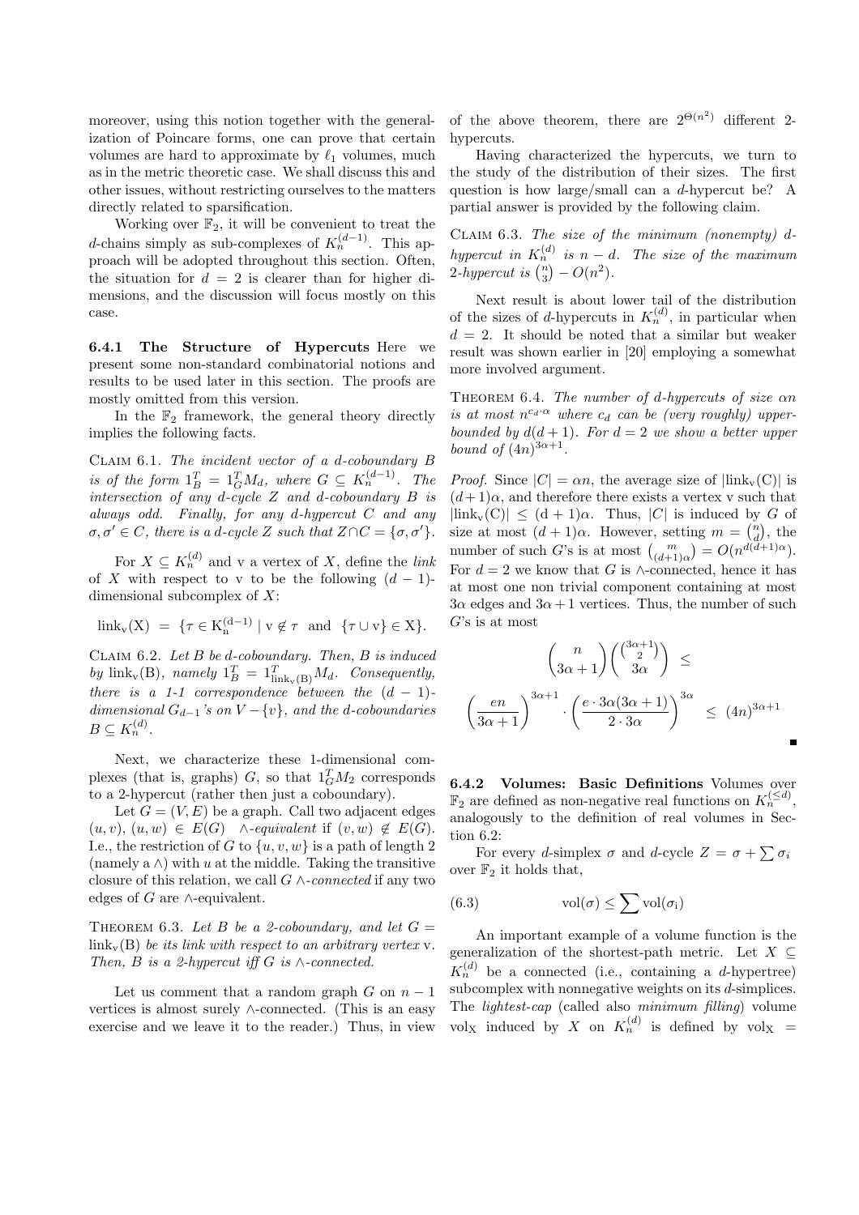moreover, using this notion together with the generalization of Poincare forms, one can prove that certain volumes are hard to approximate by $\ell_1$ volumes, much as in the metric theoretic case. We shall discuss this and other issues, without restricting ourselves to the matters directly related to sparsification.

Working over $\mathbb{F}_2$, it will be convenient to treat the $d$-chains simply as sub-complexes of $K_n^{(d-1)}$. This approach will be adopted throughout this section. Often, the situation for $d = 2$ is clearer than for higher dimensions, and the discussion will focus mostly on this case.

**6.4.1 The Structure of Hypercuts** Here we present some non-standard combinatorial notions and results to be used later in this section. The proofs are mostly omitted from this version.

In the $\mathbb{F}_2$ framework, the general theory directly implies the following facts.

Claim 6.1. *The incident vector of a d-coboundary B is of the form* $1_B^T = 1_G^T M_d$*, where* $G \subseteq K_n^{(d-1)}$*. The intersection of any d-cycle Z and d-coboundary B is always odd. Finally, for any d-hypercut C and any* $\sigma, \sigma' \in C$*, there is a d-cycle Z such that* $Z \cap C = \{\sigma, \sigma'\}$*.*

For $X \subseteq K_n^{(d)}$ and v a vertex of $X$, define the *link* of $X$ with respect to v to be the following $(d-1)$-dimensional subcomplex of $X$:

$$\mathrm{link_v(X)} \;=\; \{\tau \in \mathrm{K_n^{(d-1)}} \mid \mathrm{v} \notin \tau \;\text{ and }\; \{\tau \cup \mathrm{v}\} \in \mathrm{X}\}.$$

Claim 6.2. *Let B be d-coboundary. Then, B is induced by* $\mathrm{link_v(B)}$*, namely* $1_B^T = 1_{\mathrm{link_v(B)}}^T M_d$*. Consequently, there is a 1-1 correspondence between the* $(d-1)$*-dimensional* $G_{d-1}$*'s on* $V - \{v\}$*, and the d-coboundaries* $B \subseteq K_n^{(d)}$*.*

Next, we characterize these 1-dimensional complexes (that is, graphs) $G$, so that $1_G^T M_2$ corresponds to a 2-hypercut (rather then just a coboundary).

Let $G = (V, E)$ be a graph. Call two adjacent edges $(u, v)$, $(u, w) \in E(G)$ $\wedge$*-equivalent* if $(v, w) \notin E(G)$. I.e., the restriction of $G$ to $\{u, v, w\}$ is a path of length 2 (namely a $\wedge$) with $u$ at the middle. Taking the transitive closure of this relation, we call $G$ $\wedge$*-connected* if any two edges of $G$ are $\wedge$-equivalent.

Theorem 6.3. *Let B be a 2-coboundary, and let* $G = \mathrm{link_v(B)}$ *be its link with respect to an arbitrary vertex* v*. Then, B is a 2-hypercut iff G is* $\wedge$*-connected.*

Let us comment that a random graph $G$ on $n-1$ vertices is almost surely $\wedge$-connected. (This is an easy exercise and we leave it to the reader.) Thus, in view of the above theorem, there are $2^{\Theta(n^2)}$ different 2-hypercuts.

Having characterized the hypercuts, we turn to the study of the distribution of their sizes. The first question is how large/small can a $d$-hypercut be? A partial answer is provided by the following claim.

Claim 6.3. *The size of the minimum (nonempty) d-hypercut in* $K_n^{(d)}$ *is* $n - d$*. The size of the maximum 2-hypercut is* $\binom{n}{3} - O(n^2)$*.*

Next result is about lower tail of the distribution of the sizes of $d$-hypercuts in $K_n^{(d)}$, in particular when $d = 2$. It should be noted that a similar but weaker result was shown earlier in [20] employing a somewhat more involved argument.

Theorem 6.4. *The number of d-hypercuts of size* $\alpha n$ *is at most* $n^{c_d \cdot \alpha}$ *where* $c_d$ *can be (very roughly) upper-bounded by* $d(d+1)$*. For* $d = 2$ *we show a better upper bound of* $(4n)^{3\alpha+1}$*.*

*Proof.* Since $|C| = \alpha n$, the average size of $|\mathrm{link_v(C)}|$ is $(d+1)\alpha$, and therefore there exists a vertex v such that $|\mathrm{link_v(C)}| \le \mathrm{(d+1)\alpha}$. Thus, $|C|$ is induced by $G$ of size at most $(d+1)\alpha$. However, setting $m = \binom{n}{d}$, the number of such $G$'s is at most $\binom{m}{(d+1)\alpha} = O(n^{d(d+1)\alpha})$. For $d = 2$ we know that $G$ is $\wedge$-connected, hence it has at most one non trivial component containing at most $3\alpha$ edges and $3\alpha + 1$ vertices. Thus, the number of such $G$'s is at most

$$\binom{n}{3\alpha+1}\binom{\binom{3\alpha+1}{2}}{3\alpha} \;\le\;$$

$$\left(\frac{en}{3\alpha+1}\right)^{3\alpha+1} \cdot \left(\frac{e \cdot 3\alpha(3\alpha+1)}{2 \cdot 3\alpha}\right)^{3\alpha} \;\le\; (4n)^{3\alpha+1}$$

■

**6.4.2 Volumes: Basic Definitions** Volumes over $\mathbb{F}_2$ are defined as non-negative real functions on $K_n^{(\le d)}$, analogously to the definition of real volumes in Section 6.2:

For every $d$-simplex $\sigma$ and $d$-cycle $Z = \sigma + \sum \sigma_i$ over $\mathbb{F}_2$ it holds that,

$$\mathrm{vol}(\sigma) \le \sum \mathrm{vol}(\sigma_i) \tag{6.3}$$

An important example of a volume function is the generalization of the shortest-path metric. Let $X \subseteq K_n^{(d)}$ be a connected (i.e., containing a $d$-hypertree) subcomplex with nonnegative weights on its $d$-simplices. The *lightest-cap* (called also *minimum filling*) volume $\mathrm{vol_X}$ induced by $X$ on $K_n^{(d)}$ is defined by $\mathrm{vol_X} =$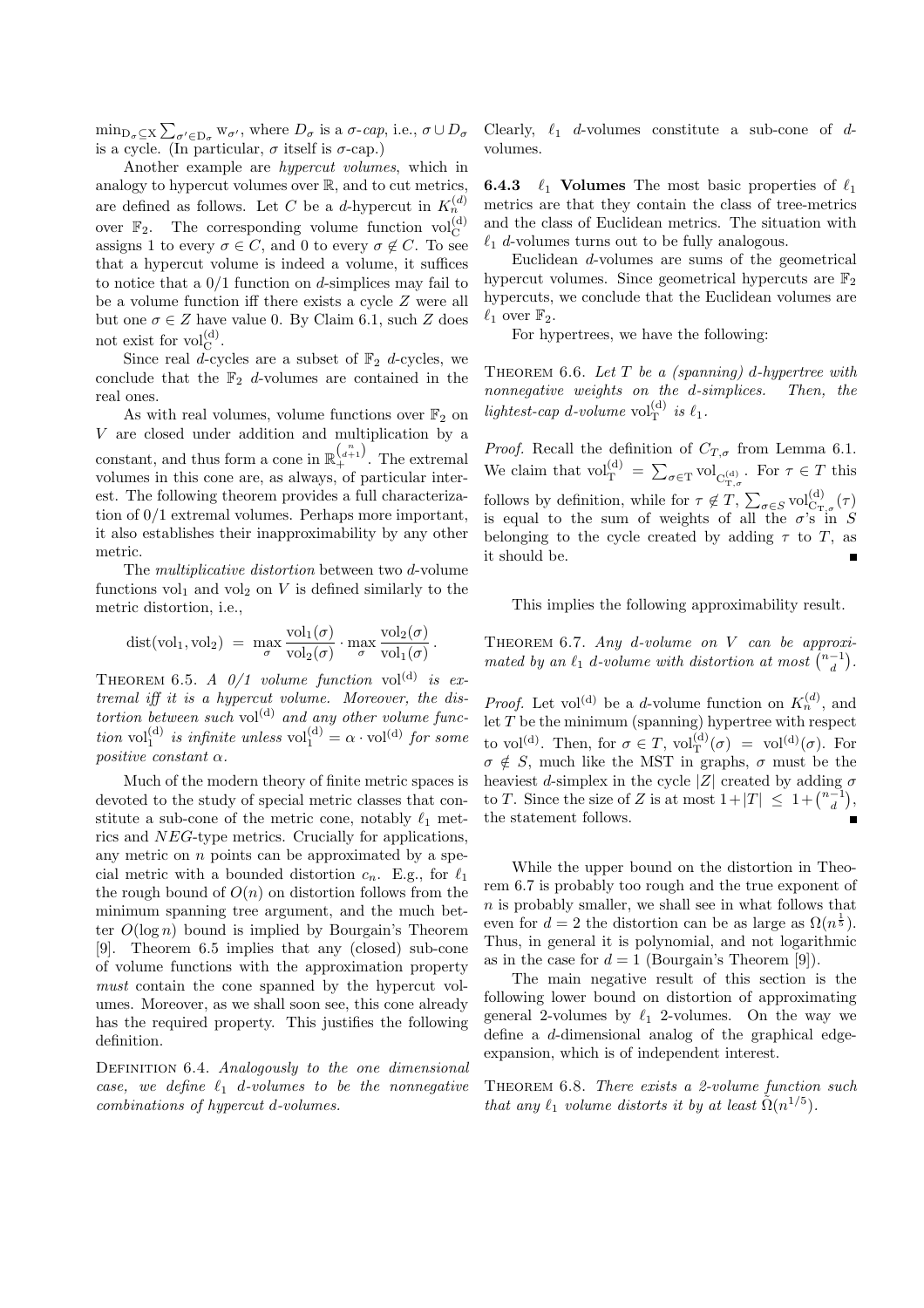$\min_{D_\sigma \subseteq X} \sum_{\sigma' \in D_\sigma} w_{\sigma'}$, where $D_\sigma$ is a $\sigma$-*cap*, i.e., $\sigma \cup D_\sigma$ is a cycle. (In particular, $\sigma$ itself is $\sigma$-cap.)

Another example are *hypercut volumes*, which in analogy to hypercut volumes over $\mathbb{R}$, and to cut metrics, are defined as follows. Let $C$ be a $d$-hypercut in $K_n^{(d)}$ over $\mathbb{F}_2$. The corresponding volume function $\mathrm{vol}_C^{(d)}$ assigns 1 to every $\sigma \in C$, and 0 to every $\sigma \notin C$. To see that a hypercut volume is indeed a volume, it suffices to notice that a 0/1 function on $d$-simplices may fail to be a volume function iff there exists a cycle $Z$ were all but one $\sigma \in Z$ have value 0. By Claim 6.1, such $Z$ does not exist for $\mathrm{vol}_C^{(d)}$.

Since real $d$-cycles are a subset of $\mathbb{F}_2$ $d$-cycles, we conclude that the $\mathbb{F}_2$ $d$-volumes are contained in the real ones.

As with real volumes, volume functions over $\mathbb{F}_2$ on $V$ are closed under addition and multiplication by a constant, and thus form a cone in $\mathbb{R}_+^{\binom{n}{d+1}}$. The extremal volumes in this cone are, as always, of particular interest. The following theorem provides a full characterization of 0/1 extremal volumes. Perhaps more important, it also establishes their inapproximability by any other metric.

The *multiplicative distortion* between two $d$-volume functions $\mathrm{vol}_1$ and $\mathrm{vol}_2$ on $V$ is defined similarly to the metric distortion, i.e.,

$$\mathrm{dist}(\mathrm{vol}_1, \mathrm{vol}_2) \;=\; \max_\sigma \frac{\mathrm{vol}_1(\sigma)}{\mathrm{vol}_2(\sigma)} \cdot \max_\sigma \frac{\mathrm{vol}_2(\sigma)}{\mathrm{vol}_1(\sigma)}.$$

THEOREM 6.5. *A 0/1 volume function $\mathrm{vol}^{(d)}$ is extremal iff it is a hypercut volume. Moreover, the distortion between such $\mathrm{vol}^{(d)}$ and any other volume function $\mathrm{vol}_1^{(d)}$ is infinite unless $\mathrm{vol}_1^{(d)} = \alpha \cdot \mathrm{vol}^{(d)}$ for some positive constant $\alpha$.*

Much of the modern theory of finite metric spaces is devoted to the study of special metric classes that constitute a sub-cone of the metric cone, notably $\ell_1$ metrics and *NEG*-type metrics. Crucially for applications, any metric on $n$ points can be approximated by a special metric with a bounded distortion $c_n$. E.g., for $\ell_1$ the rough bound of $O(n)$ on distortion follows from the minimum spanning tree argument, and the much better $O(\log n)$ bound is implied by Bourgain's Theorem [9]. Theorem 6.5 implies that any (closed) sub-cone of volume functions with the approximation property *must* contain the cone spanned by the hypercut volumes. Moreover, as we shall soon see, this cone already has the required property. This justifies the following definition.

DEFINITION 6.4. *Analogously to the one dimensional case, we define $\ell_1$ $d$-volumes to be the nonnegative combinations of hypercut $d$-volumes.*

Clearly, $\ell_1$ $d$-volumes constitute a sub-cone of $d$-volumes.

**6.4.3 $\ell_1$ Volumes** The most basic properties of $\ell_1$ metrics are that they contain the class of tree-metrics and the class of Euclidean metrics. The situation with $\ell_1$ $d$-volumes turns out to be fully analogous.

Euclidean $d$-volumes are sums of the geometrical hypercut volumes. Since geometrical hypercuts are $\mathbb{F}_2$ hypercuts, we conclude that the Euclidean volumes are $\ell_1$ over $\mathbb{F}_2$.

For hypertrees, we have the following:

THEOREM 6.6. *Let $T$ be a (spanning) $d$-hypertree with nonnegative weights on the $d$-simplices. Then, the lightest-cap $d$-volume $\mathrm{vol}_T^{(d)}$ is $\ell_1$.*

*Proof.* Recall the definition of $C_{T,\sigma}$ from Lemma 6.1. We claim that $\mathrm{vol}_T^{(d)} = \sum_{\sigma \in T} \mathrm{vol}_{C_{T,\sigma}^{(d)}}$. For $\tau \in T$ this follows by definition, while for $\tau \notin T$, $\sum_{\sigma \in S} \mathrm{vol}_{C_{T,\sigma}}^{(d)}(\tau)$ is equal to the sum of weights of all the $\sigma$'s in $S$ belonging to the cycle created by adding $\tau$ to $T$, as it should be. ∎

This implies the following approximability result.

THEOREM 6.7. *Any $d$-volume on $V$ can be approximated by an $\ell_1$ $d$-volume with distortion at most $\binom{n-1}{d}$.*

*Proof.* Let $\mathrm{vol}^{(d)}$ be a $d$-volume function on $K_n^{(d)}$, and let $T$ be the minimum (spanning) hypertree with respect to $\mathrm{vol}^{(d)}$. Then, for $\sigma \in T$, $\mathrm{vol}_T^{(d)}(\sigma) = \mathrm{vol}^{(d)}(\sigma)$. For $\sigma \notin S$, much like the MST in graphs, $\sigma$ must be the heaviest $d$-simplex in the cycle $|Z|$ created by adding $\sigma$ to $T$. Since the size of $Z$ is at most $1 + |T| \le 1 + \binom{n-1}{d}$, the statement follows. ∎

While the upper bound on the distortion in Theorem 6.7 is probably too rough and the true exponent of $n$ is probably smaller, we shall see in what follows that even for $d = 2$ the distortion can be as large as $\Omega(n^{\frac{1}{5}})$. Thus, in general it is polynomial, and not logarithmic as in the case for $d = 1$ (Bourgain's Theorem [9]).

The main negative result of this section is the following lower bound on distortion of approximating general 2-volumes by $\ell_1$ 2-volumes. On the way we define a $d$-dimensional analog of the graphical edge-expansion, which is of independent interest.

THEOREM 6.8. *There exists a 2-volume function such that any $\ell_1$ volume distorts it by at least $\tilde{\Omega}(n^{1/5})$.*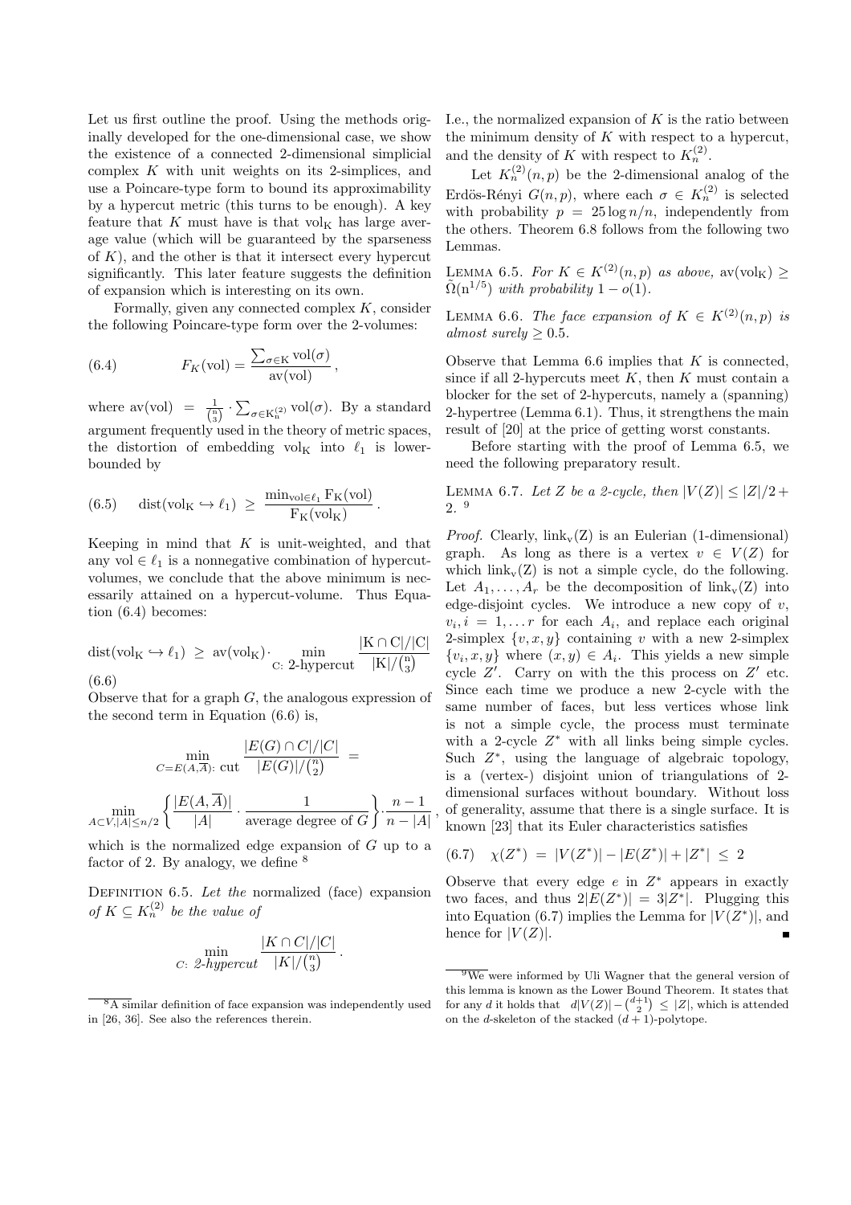Let us first outline the proof. Using the methods originally developed for the one-dimensional case, we show the existence of a connected 2-dimensional simplicial complex $K$ with unit weights on its 2-simplices, and use a Poincare-type form to bound its approximability by a hypercut metric (this turns to be enough). A key feature that $K$ must have is that $\mathrm{vol_K}$ has large average value (which will be guaranteed by the sparseness of $K$), and the other is that it intersect every hypercut significantly. This later feature suggests the definition of expansion which is interesting on its own.

Formally, given any connected complex $K$, consider the following Poincare-type form over the 2-volumes:

$$F_K(\mathrm{vol}) = \frac{\sum_{\sigma\in \mathrm{K}} \mathrm{vol}(\sigma)}{\mathrm{av}(\mathrm{vol})}, \tag{6.4}$$

where $\mathrm{av}(\mathrm{vol}) = \frac{1}{\binom{n}{3}} \cdot \sum_{\sigma\in \mathrm{K}_n^{(2)}} \mathrm{vol}(\sigma)$. By a standard argument frequently used in the theory of metric spaces, the distortion of embedding $\mathrm{vol_K}$ into $\ell_1$ is lower-bounded by

$$\mathrm{dist}(\mathrm{vol_K} \hookrightarrow \ell_1) \ \geq \ \frac{\min_{\mathrm{vol}\in \ell_1} \mathrm{F_K}(\mathrm{vol})}{\mathrm{F_K}(\mathrm{vol_K})}. \tag{6.5}$$

Keeping in mind that $K$ is unit-weighted, and that any $\mathrm{vol} \in \ell_1$ is a nonnegative combination of hypercut-volumes, we conclude that the above minimum is necessarily attained on a hypercut-volume. Thus Equation (6.4) becomes:

$$\mathrm{dist}(\mathrm{vol_K} \hookrightarrow \ell_1) \ \geq \ \mathrm{av}(\mathrm{vol_K}) \cdot \min_{\mathrm{C}:\ \text{2-hypercut}} \frac{|\mathrm{K}\cap \mathrm{C}|/|\mathrm{C}|}{|\mathrm{K}|/\binom{\mathrm{n}}{3}} \tag{6.6}$$

Observe that for a graph $G$, the analogous expression of the second term in Equation (6.6) is,

$$\min_{C=E(A,\overline{A}):\ \text{cut}} \frac{|E(G)\cap C|/|C|}{|E(G)|/\binom{n}{2}} \ =$$

$$\min_{A\subset V, |A|\leq n/2} \left\{ \frac{|E(A,\overline{A})|}{|A|} \cdot \frac{1}{\text{average degree of } G} \right\} \cdot \frac{n-1}{n-|A|},$$

which is the normalized edge expansion of $G$ up to a factor of 2. By analogy, we define [8]

Definition 6.5. *Let the* normalized (face) expansion *of $K \subseteq K_n^{(2)}$ be the value of*

$$\min_{C:\ \textit{2-hypercut}} \frac{|K\cap C|/|C|}{|K|/\binom{n}{3}}.$$

I.e., the normalized expansion of $K$ is the ratio between the minimum density of $K$ with respect to a hypercut, and the density of $K$ with respect to $K_n^{(2)}$.

Let $K_n^{(2)}(n,p)$ be the 2-dimensional analog of the Erdös-Rényi $G(n,p)$, where each $\sigma \in K_n^{(2)}$ is selected with probability $p = 25\log n/n$, independently from the others. Theorem 6.8 follows from the following two Lemmas.

Lemma 6.5. *For $K \in K^{(2)}(n,p)$ as above, $\mathrm{av}(\mathrm{vol_K}) \geq \tilde{\Omega}(\mathrm{n}^{1/5})$ with probability $1-o(1)$.*

Lemma 6.6. *The face expansion of $K \in K^{(2)}(n,p)$ is almost surely $\geq 0.5$.*

Observe that Lemma 6.6 implies that $K$ is connected, since if all 2-hypercuts meet $K$, then $K$ must contain a blocker for the set of 2-hypercuts, namely a (spanning) 2-hypertree (Lemma 6.1). Thus, it strengthens the main result of [20] at the price of getting worst constants.

Before starting with the proof of Lemma 6.5, we need the following preparatory result.

Lemma 6.7. *Let $Z$ be a 2-cycle, then $|V(Z)| \leq |Z|/2 + 2$.* [9]

*Proof.* Clearly, $\mathrm{link_v(Z)}$ is an Eulerian (1-dimensional) graph. As long as there is a vertex $v \in V(Z)$ for which $\mathrm{link_v(Z)}$ is not a simple cycle, do the following. Let $A_1, \ldots, A_r$ be the decomposition of $\mathrm{link_v(Z)}$ into edge-disjoint cycles. We introduce a new copy of $v$, $v_i, i = 1, \ldots r$ for each $A_i$, and replace each original 2-simplex $\{v,x,y\}$ containing $v$ with a new 2-simplex $\{v_i,x,y\}$ where $(x,y) \in A_i$. This yields a new simple cycle $Z'$. Carry on with the this process on $Z'$ etc. Since each time we produce a new 2-cycle with the same number of faces, but less vertices whose link is not a simple cycle, the process must terminate with a 2-cycle $Z^*$ with all links being simple cycles. Such $Z^*$, using the language of algebraic topology, is a (vertex-) disjoint union of triangulations of 2-dimensional surfaces without boundary. Without loss of generality, assume that there is a single surface. It is known [23] that its Euler characteristics satisfies

$$\chi(Z^*) \ = \ |V(Z^*)| - |E(Z^*)| + |Z^*| \ \leq \ 2 \tag{6.7}$$

Observe that every edge $e$ in $Z^*$ appears in exactly two faces, and thus $2|E(Z^*)| = 3|Z^*|$. Plugging this into Equation (6.7) implies the Lemma for $|V(Z^*)|$, and hence for $|V(Z)|$. ■

[8] A similar definition of face expansion was independently used in [26, 36]. See also the references therein.

[9] We were informed by Uli Wagner that the general version of this lemma is known as the Lower Bound Theorem. It states that for any $d$ it holds that $d|V(Z)| - \binom{d+1}{2} \leq |Z|$, which is attended on the $d$-skeleton of the stacked $(d+1)$-polytope.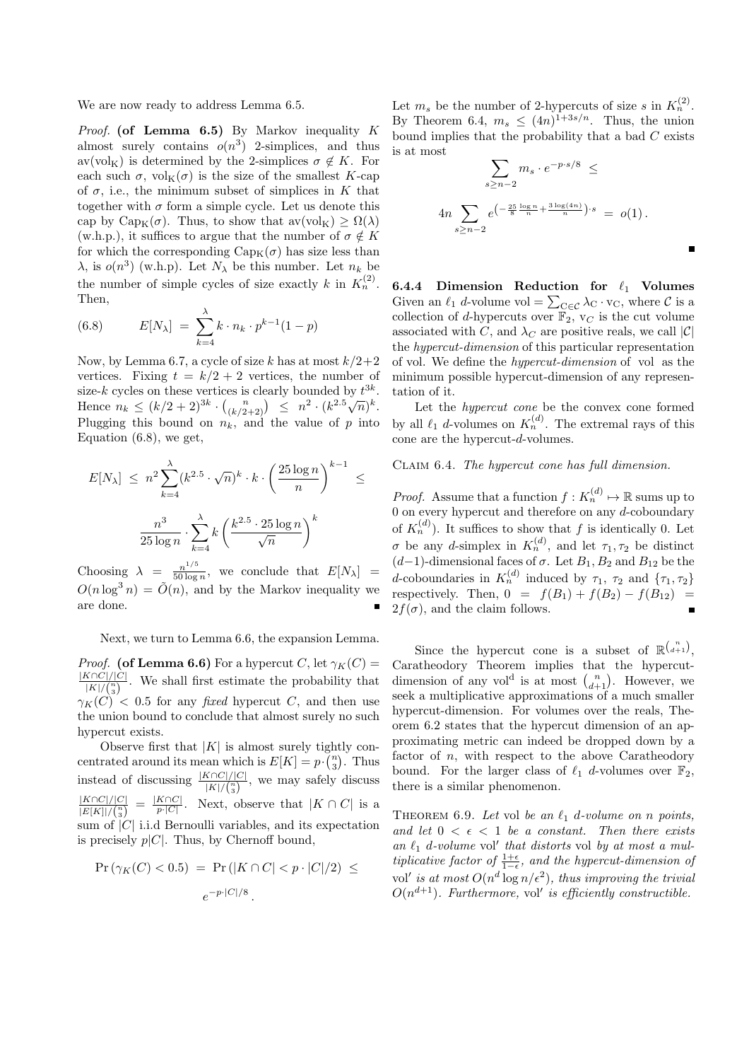We are now ready to address Lemma 6.5.

*Proof.* **(of Lemma 6.5)** By Markov inequality $K$ almost surely contains $o(n^3)$ 2-simplices, and thus $\mathrm{av}(\mathrm{vol_K})$ is determined by the 2-simplices $\sigma \notin K$. For each such $\sigma$, $\mathrm{vol_K}(\sigma)$ is the size of the smallest $K$-cap of $\sigma$, i.e., the minimum subset of simplices in $K$ that together with $\sigma$ form a simple cycle. Let us denote this cap by $\mathrm{Cap_K}(\sigma)$. Thus, to show that $\mathrm{av}(\mathrm{vol_K}) \geq \Omega(\lambda)$ (w.h.p.), it suffices to argue that the number of $\sigma \notin K$ for which the corresponding $\mathrm{Cap_K}(\sigma)$ has size less than $\lambda$, is $o(n^3)$ (w.h.p). Let $N_\lambda$ be this number. Let $n_k$ be the number of simple cycles of size exactly $k$ in $K_n^{(2)}$. Then,

$$E[N_\lambda] \;=\; \sum_{k=4}^{\lambda} k \cdot n_k \cdot p^{k-1}(1-p) \tag{6.8}$$

Now, by Lemma 6.7, a cycle of size $k$ has at most $k/2+2$ vertices. Fixing $t = k/2+2$ vertices, the number of size-$k$ cycles on these vertices is clearly bounded by $t^{3k}$. Hence $n_k \leq (k/2+2)^{3k} \cdot \binom{n}{(k/2+2)} \;\leq\; n^2 \cdot (k^{2.5}\sqrt{n})^k$. Plugging this bound on $n_k$, and the value of $p$ into Equation (6.8), we get,

$$E[N_\lambda] \;\leq\; n^2 \sum_{k=4}^{\lambda} (k^{2.5}\cdot\sqrt{n})^k \cdot k \cdot \left(\frac{25\log n}{n}\right)^{k-1} \;\leq$$

$$\frac{n^3}{25\log n} \cdot \sum_{k=4}^{\lambda} k \left(\frac{k^{2.5}\cdot 25\log n}{\sqrt{n}}\right)^k$$

Choosing $\lambda = \frac{n^{1/5}}{50\log n}$, we conclude that $E[N_\lambda] = O(n\log^3 n) = \tilde{O}(n)$, and by the Markov inequality we are done. ∎

Next, we turn to Lemma 6.6, the expansion Lemma.

*Proof.* **(of Lemma 6.6)** For a hypercut $C$, let $\gamma_K(C) = \frac{|K\cap C|/|C|}{|K|/\binom{n}{3}}$. We shall first estimate the probability that $\gamma_K(C) < 0.5$ for any *fixed* hypercut $C$, and then use the union bound to conclude that almost surely no such hypercut exists.

Observe first that $|K|$ is almost surely tightly concentrated around its mean which is $E[K] = p\cdot\binom{n}{3}$. Thus instead of discussing $\frac{|K\cap C|/|C|}{|K|/\binom{n}{3}}$, we may safely discuss $\frac{|K\cap C|/|C|}{|E[K]|/\binom{n}{3}} = \frac{|K\cap C|}{p\cdot|C|}$. Next, observe that $|K\cap C|$ is a sum of $|C|$ i.i.d Bernoulli variables, and its expectation is precisely $p|C|$. Thus, by Chernoff bound,

$$\Pr\left(\gamma_K(C) < 0.5\right) \;=\; \Pr\left(|K\cap C| < p\cdot|C|/2\right) \;\leq$$

$$e^{-p\cdot|C|/8}\,.$$

Let $m_s$ be the number of 2-hypercuts of size $s$ in $K_n^{(2)}$. By Theorem 6.4, $m_s \leq (4n)^{1+3s/n}$. Thus, the union bound implies that the probability that a bad $C$ exists is at most

$$\sum_{s\geq n-2} m_s \cdot e^{-p\cdot s/8} \;\leq$$

$$4n \sum_{s\geq n-2} e^{\left(-\frac{25}{8}\frac{\log n}{n} + \frac{3\log(4n)}{n}\right)\cdot s} \;=\; o(1)\,.$$

∎

#### 6.4.4 Dimension Reduction for $\ell_1$ Volumes

Given an $\ell_1$ $d$-volume $\mathrm{vol} = \sum_{C\in\mathcal{C}} \lambda_C \cdot \mathrm{v_C}$, where $\mathcal{C}$ is a collection of $d$-hypercuts over $\mathbb{F}_2$, $\mathrm{v}_C$ is the cut volume associated with $C$, and $\lambda_C$ are positive reals, we call $|\mathcal{C}|$ the *hypercut-dimension* of this particular representation of vol. We define the *hypercut-dimension* of vol as the minimum possible hypercut-dimension of any representation of it.

Let the *hypercut cone* be the convex cone formed by all $\ell_1$ $d$-volumes on $K_n^{(d)}$. The extremal rays of this cone are the hypercut-$d$-volumes.

Claim 6.4. *The hypercut cone has full dimension.*

*Proof.* Assume that a function $f : K_n^{(d)} \mapsto \mathbb{R}$ sums up to 0 on every hypercut and therefore on any $d$-coboundary of $K_n^{(d)}$). It suffices to show that $f$ is identically 0. Let $\sigma$ be any $d$-simplex in $K_n^{(d)}$, and let $\tau_1, \tau_2$ be distinct $(d-1)$-dimensional faces of $\sigma$. Let $B_1, B_2$ and $B_{12}$ be the $d$-coboundaries in $K_n^{(d)}$ induced by $\tau_1$, $\tau_2$ and $\{\tau_1, \tau_2\}$ respectively. Then, $0 = f(B_1) + f(B_2) - f(B_{12}) = 2f(\sigma)$, and the claim follows. ∎

Since the hypercut cone is a subset of $\mathbb{R}^{\binom{n}{d+1}}$, Caratheodory Theorem implies that the hypercut-dimension of any $\mathrm{vol^d}$ is at most $\binom{n}{d+1}$. However, we seek a multiplicative approximations of a much smaller hypercut-dimension. For volumes over the reals, Theorem 6.2 states that the hypercut dimension of an approximating metric can indeed be dropped down by a factor of $n$, with respect to the above Caratheodory bound. For the larger class of $\ell_1$ $d$-volumes over $\mathbb{F}_2$, there is a similar phenomenon.

Theorem 6.9. *Let* vol *be an $\ell_1$ $d$-volume on $n$ points, and let $0 < \epsilon < 1$ be a constant. Then there exists an $\ell_1$ $d$-volume* vol′ *that distorts* vol *by at most a multiplicative factor of $\frac{1+\epsilon}{1-\epsilon}$, and the hypercut-dimension of* vol′ *is at most $O(n^d \log n/\epsilon^2)$, thus improving the trivial $O(n^{d+1})$. Furthermore,* vol′ *is efficiently constructible.*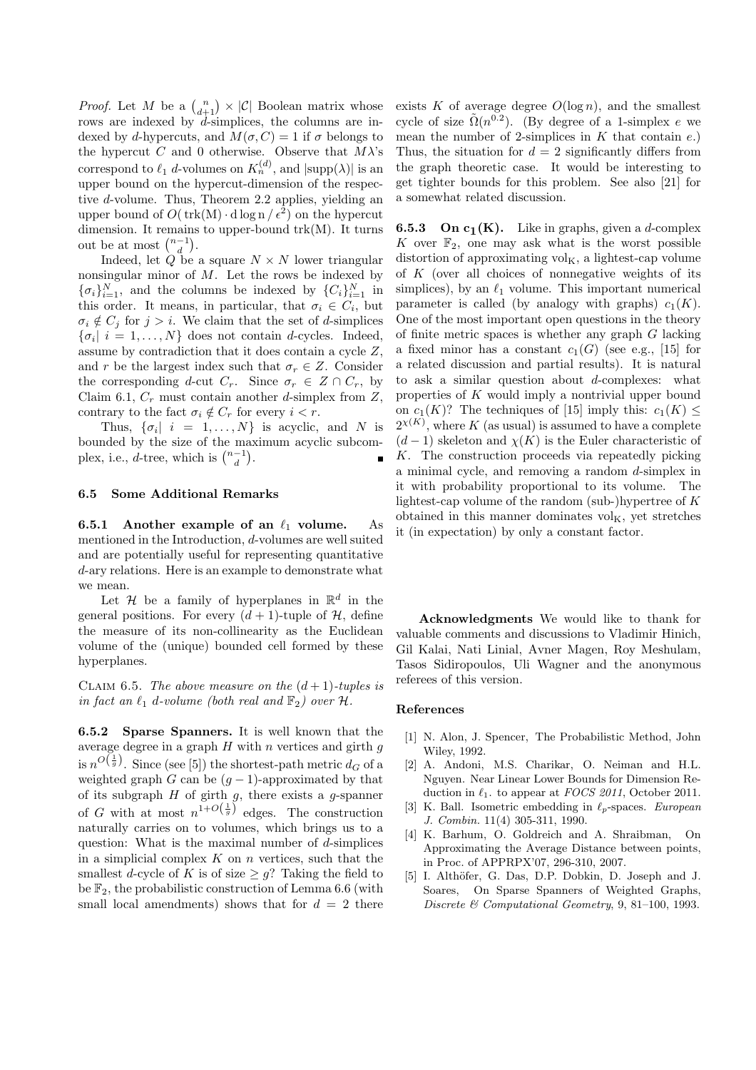*Proof.* Let $M$ be a $\binom{n}{d+1} \times |\mathcal{C}|$ Boolean matrix whose rows are indexed by $d$-simplices, the columns are indexed by $d$-hypercuts, and $M(\sigma, C) = 1$ if $\sigma$ belongs to the hypercut $C$ and 0 otherwise. Observe that $M\lambda$'s correspond to $\ell_1$ $d$-volumes on $K_n^{(d)}$, and $|\mathrm{supp}(\lambda)|$ is an upper bound on the hypercut-dimension of the respective $d$-volume. Thus, Theorem 2.2 applies, yielding an upper bound of $O(\,\mathrm{trk(M)} \cdot \mathrm{d}\log \mathrm{n}\,/\,\epsilon^2)$ on the hypercut dimension. It remains to upper-bound trk(M). It turns out be at most $\binom{n-1}{d}$.

Indeed, let $Q$ be a square $N \times N$ lower triangular nonsingular minor of $M$. Let the rows be indexed by $\{\sigma_i\}_{i=1}^N$, and the columns be indexed by $\{C_i\}_{i=1}^N$ in this order. It means, in particular, that $\sigma_i \in C_i$, but $\sigma_i \notin C_j$ for $j > i$. We claim that the set of $d$-simplices $\{\sigma_i | \; i = 1, \ldots, N\}$ does not contain $d$-cycles. Indeed, assume by contradiction that it does contain a cycle $Z$, and $r$ be the largest index such that $\sigma_r \in Z$. Consider the corresponding $d$-cut $C_r$. Since $\sigma_r \in Z \cap C_r$, by Claim 6.1, $C_r$ must contain another $d$-simplex from $Z$, contrary to the fact $\sigma_i \notin C_r$ for every $i < r$.

Thus, $\{\sigma_i | \; i = 1, \ldots, N\}$ is acyclic, and $N$ is bounded by the size of the maximum acyclic subcomplex, i.e., $d$-tree, which is $\binom{n-1}{d}$. ∎

### 6.5 Some Additional Remarks

**6.5.1 Another example of an $\ell_1$ volume.** As mentioned in the Introduction, $d$-volumes are well suited and are potentially useful for representing quantitative $d$-ary relations. Here is an example to demonstrate what we mean.

Let $\mathcal{H}$ be a family of hyperplanes in $\mathbb{R}^d$ in the general positions. For every $(d+1)$-tuple of $\mathcal{H}$, define the measure of its non-collinearity as the Euclidean volume of the (unique) bounded cell formed by these hyperplanes.

Claim 6.5. *The above measure on the $(d+1)$-tuples is in fact an $\ell_1$ $d$-volume (both real and $\mathbb{F}_2$) over $\mathcal{H}$.*

**6.5.2 Sparse Spanners.** It is well known that the average degree in a graph $H$ with $n$ vertices and girth $g$ is $n^{O\left(\frac{1}{g}\right)}$. Since (see [5]) the shortest-path metric $d_G$ of a weighted graph $G$ can be $(g-1)$-approximated by that of its subgraph $H$ of girth $g$, there exists a $g$-spanner of $G$ with at most $n^{1+O\left(\frac{1}{g}\right)}$ edges. The construction naturally carries on to volumes, which brings us to a question: What is the maximal number of $d$-simplices in a simplicial complex $K$ on $n$ vertices, such that the smallest $d$-cycle of $K$ is of size $\geq g$? Taking the field to be $\mathbb{F}_2$, the probabilistic construction of Lemma 6.6 (with small local amendments) shows that for $d = 2$ there exists $K$ of average degree $O(\log n)$, and the smallest cycle of size $\tilde{\Omega}(n^{0.2})$. (By degree of a 1-simplex $e$ we mean the number of 2-simplices in $K$ that contain $e$.) Thus, the situation for $d = 2$ significantly differs from the graph theoretic case. It would be interesting to get tighter bounds for this problem. See also [21] for a somewhat related discussion.

**6.5.3 On $\mathbf{c_1(K)}$.** Like in graphs, given a $d$-complex $K$ over $\mathbb{F}_2$, one may ask what is the worst possible distortion of approximating $\mathrm{vol_K}$, a lightest-cap volume of $K$ (over all choices of nonnegative weights of its simplices), by an $\ell_1$ volume. This important numerical parameter is called (by analogy with graphs) $c_1(K)$. One of the most important open questions in the theory of finite metric spaces is whether any graph $G$ lacking a fixed minor has a constant $c_1(G)$ (see e.g., [15] for a related discussion and partial results). It is natural to ask a similar question about $d$-complexes: what properties of $K$ would imply a nontrivial upper bound on $c_1(K)$? The techniques of [15] imply this: $c_1(K) \leq 2^{\chi(K)}$, where $K$ (as usual) is assumed to have a complete $(d-1)$ skeleton and $\chi(K)$ is the Euler characteristic of $K$. The construction proceeds via repeatedly picking a minimal cycle, and removing a random $d$-simplex in it with probability proportional to its volume. The lightest-cap volume of the random (sub-)hypertree of $K$ obtained in this manner dominates $\mathrm{vol_K}$, yet stretches it (in expectation) by only a constant factor.

**Acknowledgments** We would like to thank for valuable comments and discussions to Vladimir Hinich, Gil Kalai, Nati Linial, Avner Magen, Roy Meshulam, Tasos Sidiropoulos, Uli Wagner and the anonymous referees of this version.

## References

[1] N. Alon, J. Spencer, The Probabilistic Method, John Wiley, 1992.

[2] A. Andoni, M.S. Charikar, O. Neiman and H.L. Nguyen. Near Linear Lower Bounds for Dimension Reduction in $\ell_1$. to appear at *FOCS 2011*, October 2011.

[3] K. Ball. Isometric embedding in $\ell_p$-spaces. *European J. Combin.* 11(4) 305-311, 1990.

[4] K. Barhum, O. Goldreich and A. Shraibman, On Approximating the Average Distance between points, in Proc. of APPRPX'07, 296-310, 2007.

[5] I. Althöfer, G. Das, D.P. Dobkin, D. Joseph and J. Soares, On Sparse Spanners of Weighted Graphs, *Discrete & Computational Geometry*, 9, 81–100, 1993.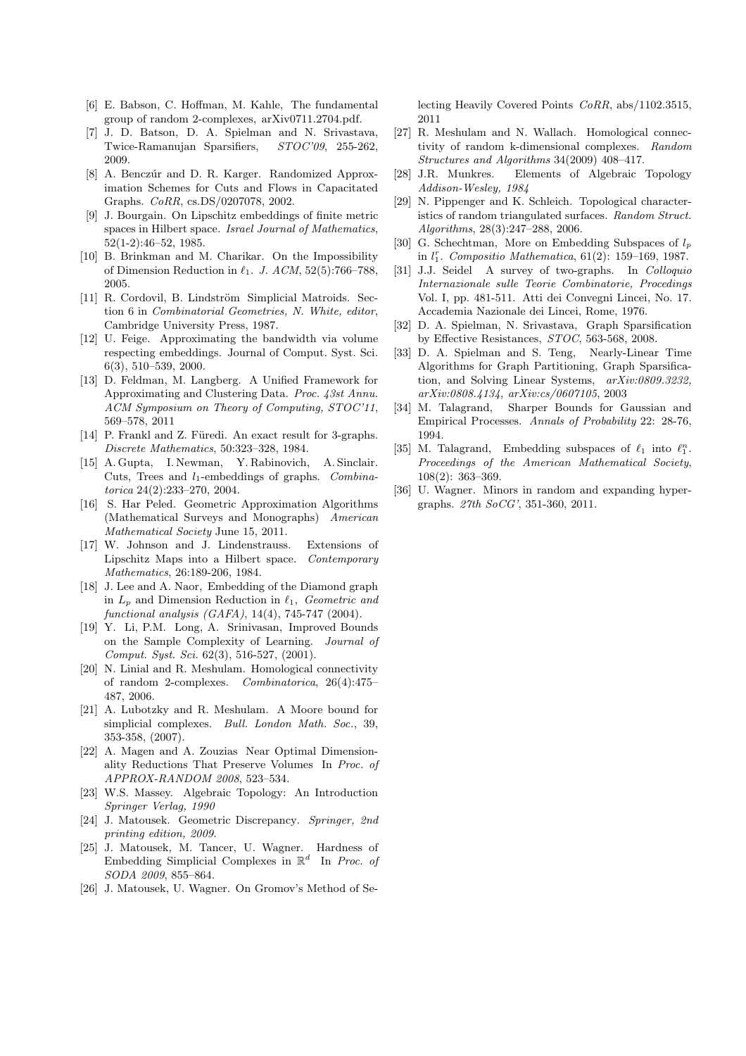[6] E. Babson, C. Hoffman, M. Kahle, The fundamental group of random 2-complexes, arXiv0711.2704.pdf.

[7] J. D. Batson, D. A. Spielman and N. Srivastava, Twice-Ramanujan Sparsifiers, *STOC'09*, 255-262, 2009.

[8] A. Benczúr and D. R. Karger. Randomized Approximation Schemes for Cuts and Flows in Capacitated Graphs. *CoRR*, cs.DS/0207078, 2002.

[9] J. Bourgain. On Lipschitz embeddings of finite metric spaces in Hilbert space. *Israel Journal of Mathematics*, 52(1-2):46–52, 1985.

[10] B. Brinkman and M. Charikar. On the Impossibility of Dimension Reduction in $\ell_1$. *J. ACM*, 52(5):766–788, 2005.

[11] R. Cordovil, B. Lindström Simplicial Matroids. Section 6 in *Combinatorial Geometries, N. White, editor*, Cambridge University Press, 1987.

[12] U. Feige. Approximating the bandwidth via volume respecting embeddings. Journal of Comput. Syst. Sci. 6(3), 510–539, 2000.

[13] D. Feldman, M. Langberg. A Unified Framework for Approximating and Clustering Data. *Proc. 43st Annu. ACM Symposium on Theory of Computing, STOC'11*, 569–578, 2011

[14] P. Frankl and Z. Füredi. An exact result for 3-graphs. *Discrete Mathematics*, 50:323–328, 1984.

[15] A. Gupta, I. Newman, Y. Rabinovich, A. Sinclair. Cuts, Trees and $l_1$-embeddings of graphs. *Combinatorica* 24(2):233–270, 2004.

[16] S. Har Peled. Geometric Approximation Algorithms (Mathematical Surveys and Monographs) *American Mathematical Society* June 15, 2011.

[17] W. Johnson and J. Lindenstrauss. Extensions of Lipschitz Maps into a Hilbert space. *Contemporary Mathematics*, 26:189-206, 1984.

[18] J. Lee and A. Naor, Embedding of the Diamond graph in $L_p$ and Dimension Reduction in $\ell_1$, *Geometric and functional analysis (GAFA)*, 14(4), 745-747 (2004).

[19] Y. Li, P.M. Long, A. Srinivasan, Improved Bounds on the Sample Complexity of Learning. *Journal of Comput. Syst. Sci.* 62(3), 516-527, (2001).

[20] N. Linial and R. Meshulam. Homological connectivity of random 2-complexes. *Combinatorica*, 26(4):475–487, 2006.

[21] A. Lubotzky and R. Meshulam. A Moore bound for simplicial complexes. *Bull. London Math. Soc.*, 39, 353-358, (2007).

[22] A. Magen and A. Zouzias Near Optimal Dimensionality Reductions That Preserve Volumes In *Proc. of APPROX-RANDOM 2008*, 523–534.

[23] W.S. Massey. Algebraic Topology: An Introduction *Springer Verlag, 1990*

[24] J. Matousek. Geometric Discrepancy. *Springer, 2nd printing edition, 2009.*

[25] J. Matousek, M. Tancer, U. Wagner. Hardness of Embedding Simplicial Complexes in $\mathbb{R}^d$ In *Proc. of SODA 2009*, 855–864.

[26] J. Matousek, U. Wagner. On Gromov's Method of Selecting Heavily Covered Points *CoRR*, abs/1102.3515, 2011

[27] R. Meshulam and N. Wallach. Homological connectivity of random k-dimensional complexes. *Random Structures and Algorithms* 34(2009) 408–417.

[28] J.R. Munkres. Elements of Algebraic Topology *Addison-Wesley, 1984*

[29] N. Pippenger and K. Schleich. Topological characteristics of random triangulated surfaces. *Random Struct. Algorithms*, 28(3):247–288, 2006.

[30] G. Schechtman, More on Embedding Subspaces of $l_p$ in $l_1^r$. *Compositio Mathematica*, 61(2): 159–169, 1987.

[31] J.J. Seidel A survey of two-graphs. In *Colloquio Internazionale sulle Teorie Combinatorie, Procedings* Vol. I, pp. 481-511. Atti dei Convegni Lincei, No. 17. Accademia Nazionale dei Lincei, Rome, 1976.

[32] D. A. Spielman, N. Srivastava, Graph Sparsification by Effective Resistances, *STOC*, 563-568, 2008.

[33] D. A. Spielman and S. Teng, Nearly-Linear Time Algorithms for Graph Partitioning, Graph Sparsification, and Solving Linear Systems, *arXiv:0809.3232, arXiv:0808.4134, arXiv:cs/0607105*, 2003

[34] M. Talagrand, Sharper Bounds for Gaussian and Empirical Processes. *Annals of Probability* 22: 28-76, 1994.

[35] M. Talagrand, Embedding subspaces of $\ell_1$ into $\ell_1^n$. *Proceedings of the American Mathematical Society*, 108(2): 363–369.

[36] U. Wagner. Minors in random and expanding hypergraphs. *27th SoCG'*, 351-360, 2011.